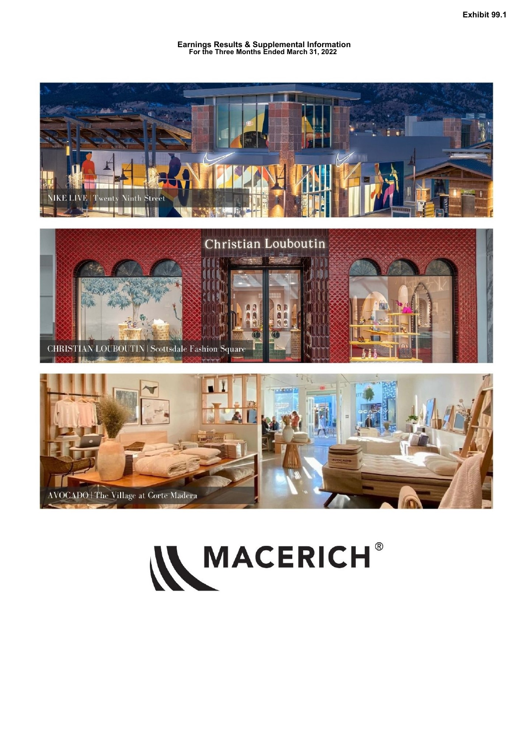Exhibit 99.1

# Earnings Results & Supplemental Information
## For the Three Months Ended March 31, 2022

NIKE LIVE | Twenty Ninth Street

CHRISTIAN LOUBOUTIN | Scottsdale Fashion Square

AVOCADO | The Village at Corte Madera

MACERICH®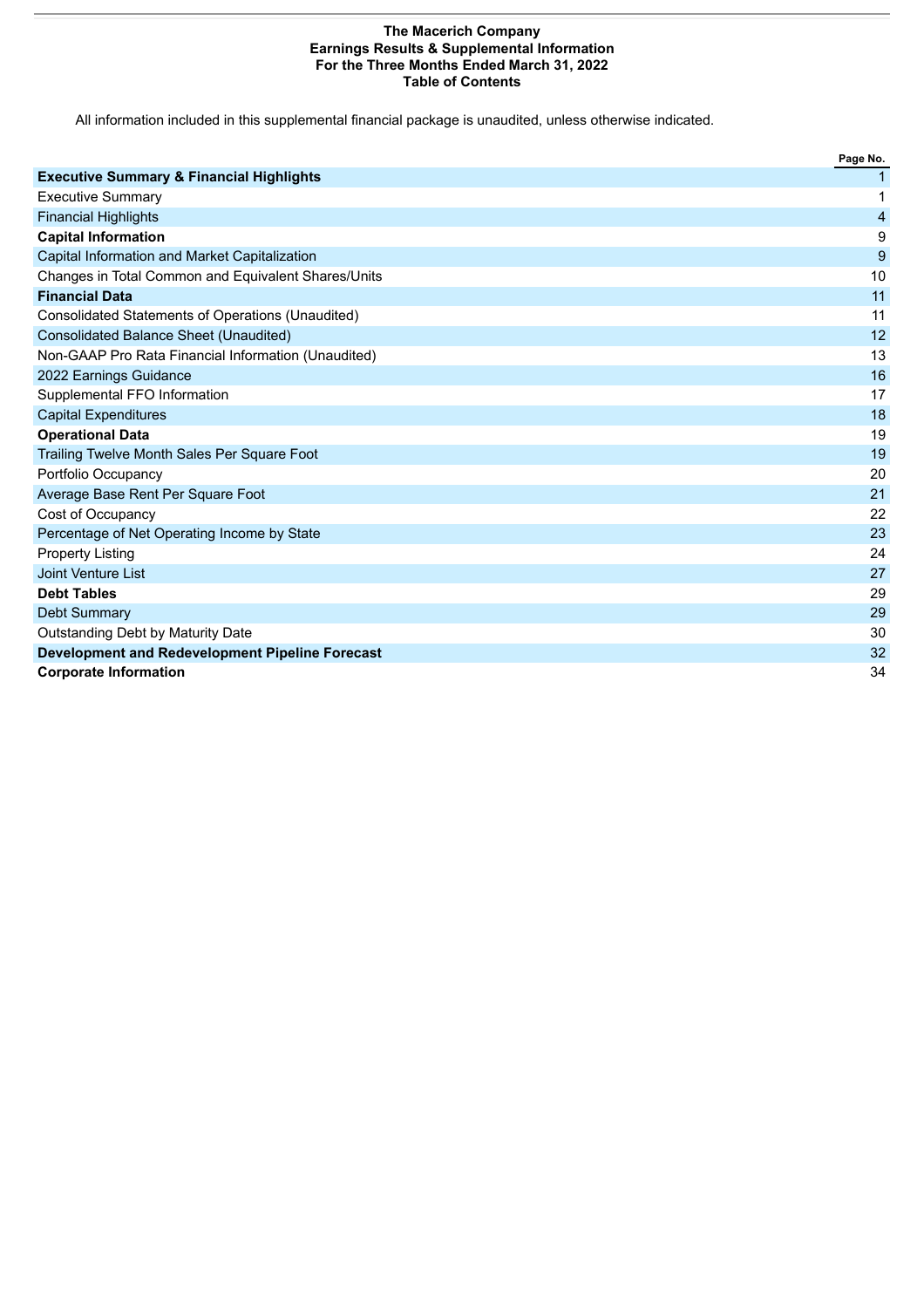# The Macerich Company
## Earnings Results & Supplemental Information
## For the Three Months Ended March 31, 2022
## Table of Contents

All information included in this supplemental financial package is unaudited, unless otherwise indicated.

| | Page No. |
|---|---|
| **Executive Summary & Financial Highlights** | 1 |
| Executive Summary | 1 |
| Financial Highlights | 4 |
| **Capital Information** | 9 |
| Capital Information and Market Capitalization | 9 |
| Changes in Total Common and Equivalent Shares/Units | 10 |
| **Financial Data** | 11 |
| Consolidated Statements of Operations (Unaudited) | 11 |
| Consolidated Balance Sheet (Unaudited) | 12 |
| Non-GAAP Pro Rata Financial Information (Unaudited) | 13 |
| 2022 Earnings Guidance | 16 |
| Supplemental FFO Information | 17 |
| Capital Expenditures | 18 |
| **Operational Data** | 19 |
| Trailing Twelve Month Sales Per Square Foot | 19 |
| Portfolio Occupancy | 20 |
| Average Base Rent Per Square Foot | 21 |
| Cost of Occupancy | 22 |
| Percentage of Net Operating Income by State | 23 |
| Property Listing | 24 |
| Joint Venture List | 27 |
| **Debt Tables** | 29 |
| Debt Summary | 29 |
| Outstanding Debt by Maturity Date | 30 |
| **Development and Redevelopment Pipeline Forecast** | 32 |
| **Corporate Information** | 34 |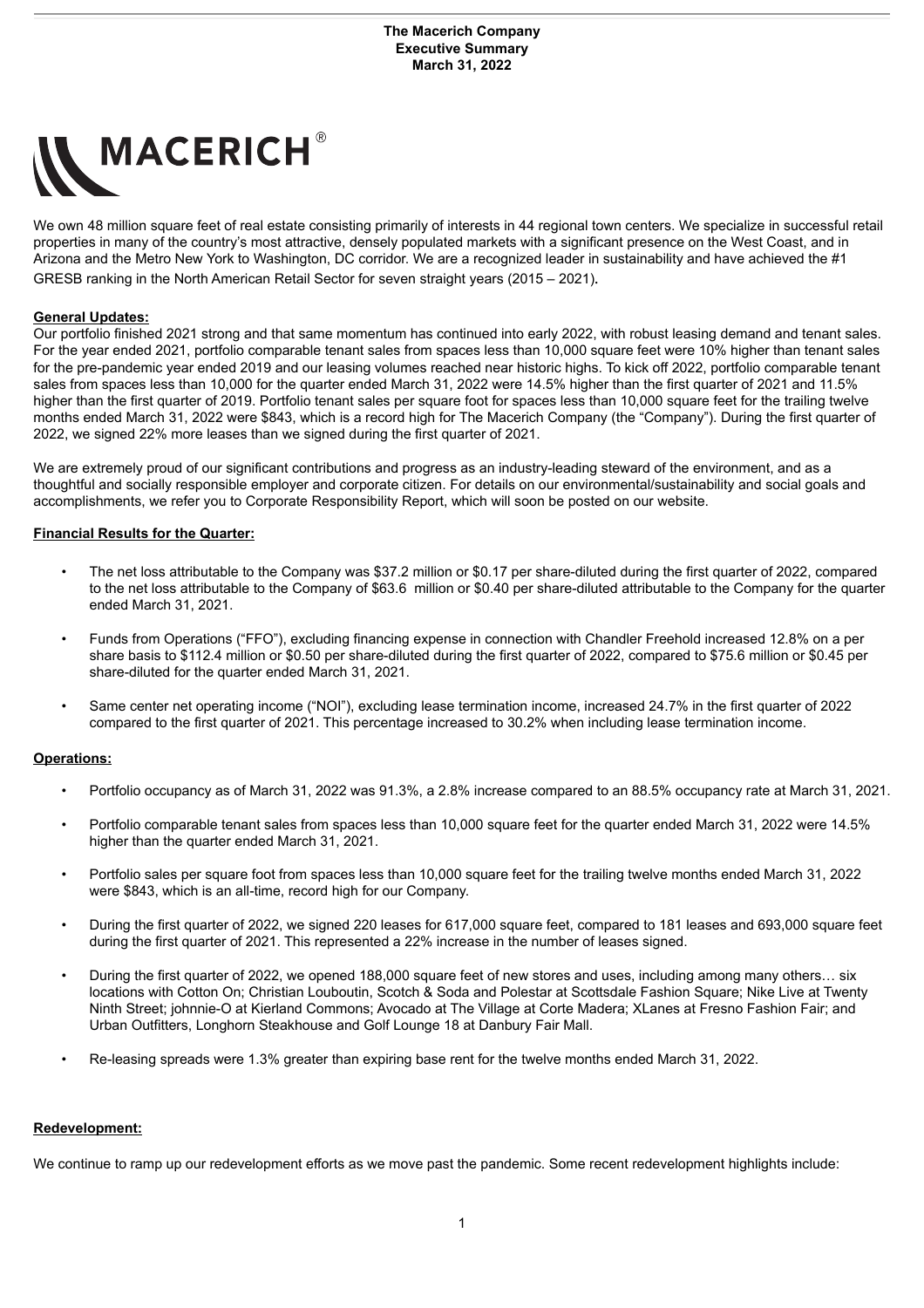**The Macerich Company**
**Executive Summary**
**March 31, 2022**

MACERICH®

We own 48 million square feet of real estate consisting primarily of interests in 44 regional town centers. We specialize in successful retail properties in many of the country's most attractive, densely populated markets with a significant presence on the West Coast, and in Arizona and the Metro New York to Washington, DC corridor. We are a recognized leader in sustainability and have achieved the #1 GRESB ranking in the North American Retail Sector for seven straight years (2015 – 2021).

**General Updates:**

Our portfolio finished 2021 strong and that same momentum has continued into early 2022, with robust leasing demand and tenant sales. For the year ended 2021, portfolio comparable tenant sales from spaces less than 10,000 square feet were 10% higher than tenant sales for the pre-pandemic year ended 2019 and our leasing volumes reached near historic highs. To kick off 2022, portfolio comparable tenant sales from spaces less than 10,000 for the quarter ended March 31, 2022 were 14.5% higher than the first quarter of 2021 and 11.5% higher than the first quarter of 2019. Portfolio tenant sales per square foot for spaces less than 10,000 square feet for the trailing twelve months ended March 31, 2022 were $843, which is a record high for The Macerich Company (the "Company"). During the first quarter of 2022, we signed 22% more leases than we signed during the first quarter of 2021.

We are extremely proud of our significant contributions and progress as an industry-leading steward of the environment, and as a thoughtful and socially responsible employer and corporate citizen. For details on our environmental/sustainability and social goals and accomplishments, we refer you to Corporate Responsibility Report, which will soon be posted on our website.

**Financial Results for the Quarter:**

- The net loss attributable to the Company was $37.2 million or $0.17 per share-diluted during the first quarter of 2022, compared to the net loss attributable to the Company of $63.6 million or $0.40 per share-diluted attributable to the Company for the quarter ended March 31, 2021.
- Funds from Operations ("FFO"), excluding financing expense in connection with Chandler Freehold increased 12.8% on a per share basis to $112.4 million or $0.50 per share-diluted during the first quarter of 2022, compared to $75.6 million or $0.45 per share-diluted for the quarter ended March 31, 2021.
- Same center net operating income ("NOI"), excluding lease termination income, increased 24.7% in the first quarter of 2022 compared to the first quarter of 2021. This percentage increased to 30.2% when including lease termination income.

**Operations:**

- Portfolio occupancy as of March 31, 2022 was 91.3%, a 2.8% increase compared to an 88.5% occupancy rate at March 31, 2021.
- Portfolio comparable tenant sales from spaces less than 10,000 square feet for the quarter ended March 31, 2022 were 14.5% higher than the quarter ended March 31, 2021.
- Portfolio sales per square foot from spaces less than 10,000 square feet for the trailing twelve months ended March 31, 2022 were $843, which is an all-time, record high for our Company.
- During the first quarter of 2022, we signed 220 leases for 617,000 square feet, compared to 181 leases and 693,000 square feet during the first quarter of 2021. This represented a 22% increase in the number of leases signed.
- During the first quarter of 2022, we opened 188,000 square feet of new stores and uses, including among many others… six locations with Cotton On; Christian Louboutin, Scotch & Soda and Polestar at Scottsdale Fashion Square; Nike Live at Twenty Ninth Street; johnnie-O at Kierland Commons; Avocado at The Village at Corte Madera; XLanes at Fresno Fashion Fair; and Urban Outfitters, Longhorn Steakhouse and Golf Lounge 18 at Danbury Fair Mall.
- Re-leasing spreads were 1.3% greater than expiring base rent for the twelve months ended March 31, 2022.

**Redevelopment:**

We continue to ramp up our redevelopment efforts as we move past the pandemic. Some recent redevelopment highlights include: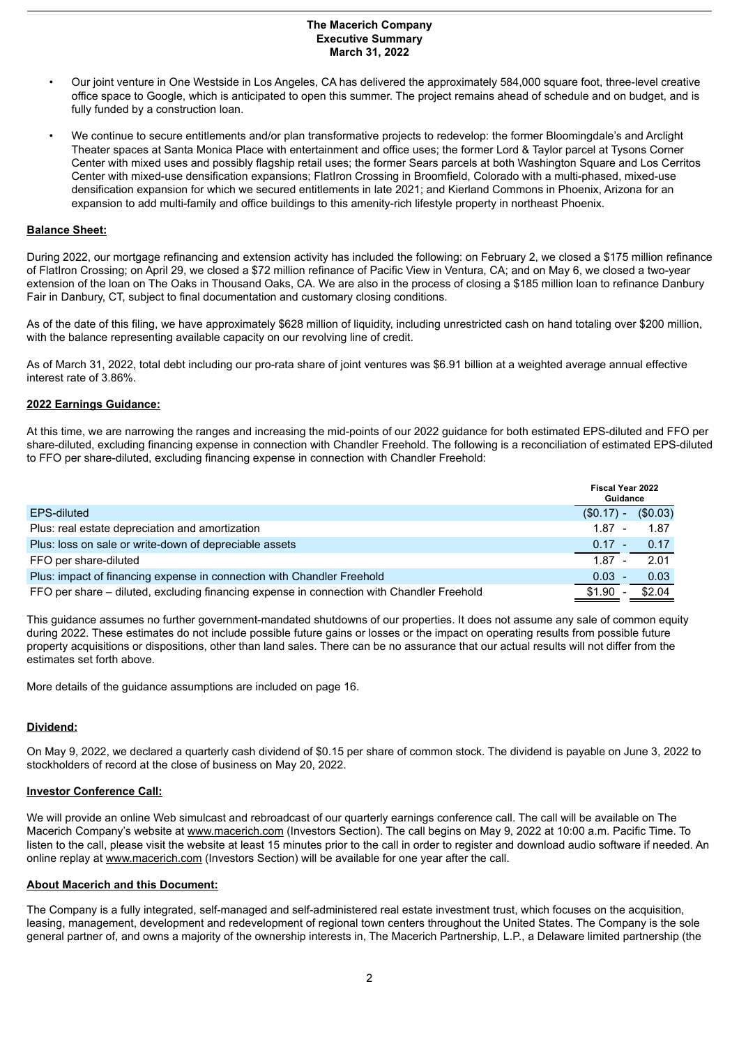- Our joint venture in One Westside in Los Angeles, CA has delivered the approximately 584,000 square foot, three-level creative office space to Google, which is anticipated to open this summer. The project remains ahead of schedule and on budget, and is fully funded by a construction loan.
- We continue to secure entitlements and/or plan transformative projects to redevelop: the former Bloomingdale's and Arclight Theater spaces at Santa Monica Place with entertainment and office uses; the former Lord & Taylor parcel at Tysons Corner Center with mixed uses and possibly flagship retail uses; the former Sears parcels at both Washington Square and Los Cerritos Center with mixed-use densification expansions; FlatIron Crossing in Broomfield, Colorado with a multi-phased, mixed-use densification expansion for which we secured entitlements in late 2021; and Kierland Commons in Phoenix, Arizona for an expansion to add multi-family and office buildings to this amenity-rich lifestyle property in northeast Phoenix.

**Balance Sheet:**

During 2022, our mortgage refinancing and extension activity has included the following: on February 2, we closed a $175 million refinance of FlatIron Crossing; on April 29, we closed a $72 million refinance of Pacific View in Ventura, CA; and on May 6, we closed a two-year extension of the loan on The Oaks in Thousand Oaks, CA. We are also in the process of closing a $185 million loan to refinance Danbury Fair in Danbury, CT, subject to final documentation and customary closing conditions.

As of the date of this filing, we have approximately $628 million of liquidity, including unrestricted cash on hand totaling over $200 million, with the balance representing available capacity on our revolving line of credit.

As of March 31, 2022, total debt including our pro-rata share of joint ventures was $6.91 billion at a weighted average annual effective interest rate of 3.86%.

**2022 Earnings Guidance:**

At this time, we are narrowing the ranges and increasing the mid-points of our 2022 guidance for both estimated EPS-diluted and FFO per share-diluted, excluding financing expense in connection with Chandler Freehold. The following is a reconciliation of estimated EPS-diluted to FFO per share-diluted, excluding financing expense in connection with Chandler Freehold:

| | Fiscal Year 2022 Guidance |
|---|---|
| EPS-diluted | ($0.17) - ($0.03) |
| Plus: real estate depreciation and amortization | 1.87 - 1.87 |
| Plus: loss on sale or write-down of depreciable assets | 0.17 - 0.17 |
| FFO per share-diluted | 1.87 - 2.01 |
| Plus: impact of financing expense in connection with Chandler Freehold | 0.03 - 0.03 |
| FFO per share – diluted, excluding financing expense in connection with Chandler Freehold | $1.90 - $2.04 |

This guidance assumes no further government-mandated shutdowns of our properties. It does not assume any sale of common equity during 2022. These estimates do not include possible future gains or losses or the impact on operating results from possible future property acquisitions or dispositions, other than land sales. There can be no assurance that our actual results will not differ from the estimates set forth above.

More details of the guidance assumptions are included on page 16.

**Dividend:**

On May 9, 2022, we declared a quarterly cash dividend of $0.15 per share of common stock. The dividend is payable on June 3, 2022 to stockholders of record at the close of business on May 20, 2022.

**Investor Conference Call:**

We will provide an online Web simulcast and rebroadcast of our quarterly earnings conference call. The call will be available on The Macerich Company's website at www.macerich.com (Investors Section). The call begins on May 9, 2022 at 10:00 a.m. Pacific Time. To listen to the call, please visit the website at least 15 minutes prior to the call in order to register and download audio software if needed. An online replay at www.macerich.com (Investors Section) will be available for one year after the call.

**About Macerich and this Document:**

The Company is a fully integrated, self-managed and self-administered real estate investment trust, which focuses on the acquisition, leasing, management, development and redevelopment of regional town centers throughout the United States. The Company is the sole general partner of, and owns a majority of the ownership interests in, The Macerich Partnership, L.P., a Delaware limited partnership (the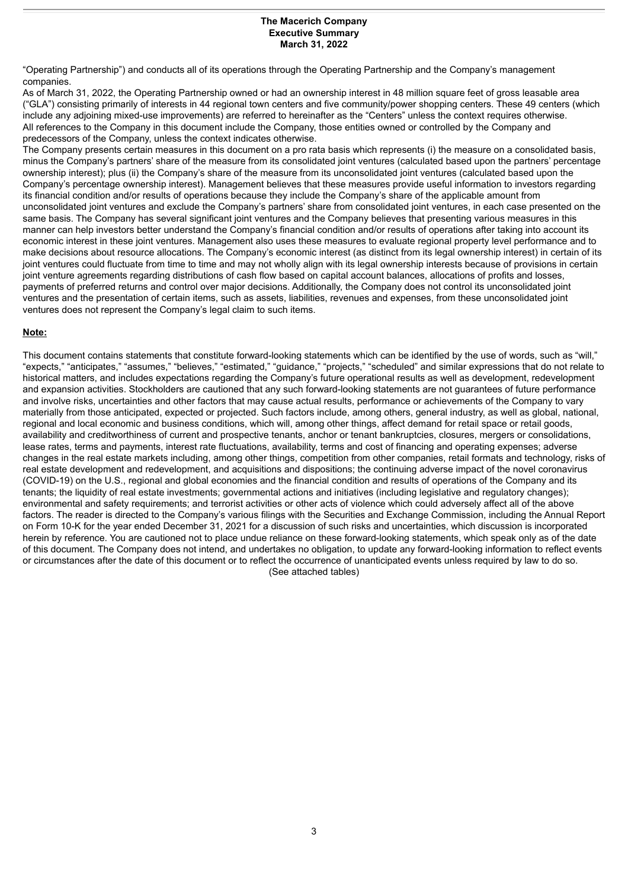"Operating Partnership") and conducts all of its operations through the Operating Partnership and the Company's management companies.

As of March 31, 2022, the Operating Partnership owned or had an ownership interest in 48 million square feet of gross leasable area ("GLA") consisting primarily of interests in 44 regional town centers and five community/power shopping centers. These 49 centers (which include any adjoining mixed-use improvements) are referred to hereinafter as the "Centers" unless the context requires otherwise. All references to the Company in this document include the Company, those entities owned or controlled by the Company and predecessors of the Company, unless the context indicates otherwise.

The Company presents certain measures in this document on a pro rata basis which represents (i) the measure on a consolidated basis, minus the Company's partners' share of the measure from its consolidated joint ventures (calculated based upon the partners' percentage ownership interest); plus (ii) the Company's share of the measure from its unconsolidated joint ventures (calculated based upon the Company's percentage ownership interest). Management believes that these measures provide useful information to investors regarding its financial condition and/or results of operations because they include the Company's share of the applicable amount from unconsolidated joint ventures and exclude the Company's partners' share from consolidated joint ventures, in each case presented on the same basis. The Company has several significant joint ventures and the Company believes that presenting various measures in this manner can help investors better understand the Company's financial condition and/or results of operations after taking into account its economic interest in these joint ventures. Management also uses these measures to evaluate regional property level performance and to make decisions about resource allocations. The Company's economic interest (as distinct from its legal ownership interest) in certain of its joint ventures could fluctuate from time to time and may not wholly align with its legal ownership interests because of provisions in certain joint venture agreements regarding distributions of cash flow based on capital account balances, allocations of profits and losses, payments of preferred returns and control over major decisions. Additionally, the Company does not control its unconsolidated joint ventures and the presentation of certain items, such as assets, liabilities, revenues and expenses, from these unconsolidated joint ventures does not represent the Company's legal claim to such items.

**Note:**

This document contains statements that constitute forward-looking statements which can be identified by the use of words, such as "will," "expects," "anticipates," "assumes," "believes," "estimated," "guidance," "projects," "scheduled" and similar expressions that do not relate to historical matters, and includes expectations regarding the Company's future operational results as well as development, redevelopment and expansion activities. Stockholders are cautioned that any such forward-looking statements are not guarantees of future performance and involve risks, uncertainties and other factors that may cause actual results, performance or achievements of the Company to vary materially from those anticipated, expected or projected. Such factors include, among others, general industry, as well as global, national, regional and local economic and business conditions, which will, among other things, affect demand for retail space or retail goods, availability and creditworthiness of current and prospective tenants, anchor or tenant bankruptcies, closures, mergers or consolidations, lease rates, terms and payments, interest rate fluctuations, availability, terms and cost of financing and operating expenses; adverse changes in the real estate markets including, among other things, competition from other companies, retail formats and technology, risks of real estate development and redevelopment, and acquisitions and dispositions; the continuing adverse impact of the novel coronavirus (COVID-19) on the U.S., regional and global economies and the financial condition and results of operations of the Company and its tenants; the liquidity of real estate investments; governmental actions and initiatives (including legislative and regulatory changes); environmental and safety requirements; and terrorist activities or other acts of violence which could adversely affect all of the above factors. The reader is directed to the Company's various filings with the Securities and Exchange Commission, including the Annual Report on Form 10-K for the year ended December 31, 2021 for a discussion of such risks and uncertainties, which discussion is incorporated herein by reference. You are cautioned not to place undue reliance on these forward-looking statements, which speak only as of the date of this document. The Company does not intend, and undertakes no obligation, to update any forward-looking information to reflect events or circumstances after the date of this document or to reflect the occurrence of unanticipated events unless required by law to do so.

(See attached tables)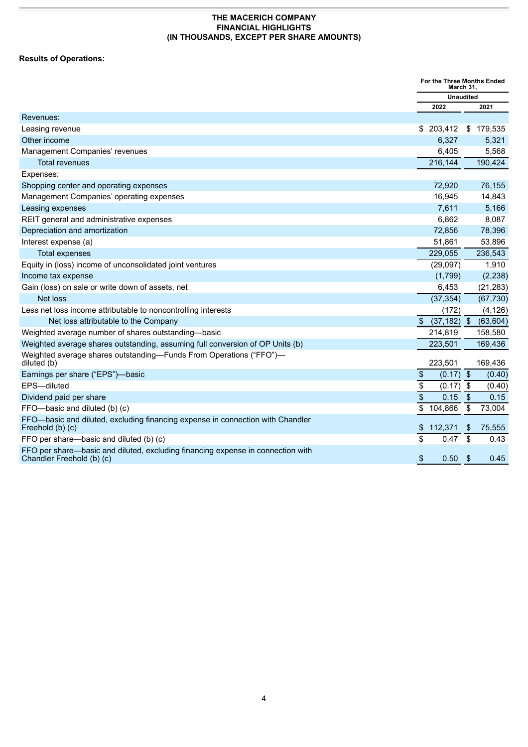**THE MACERICH COMPANY**
**FINANCIAL HIGHLIGHTS**
**(IN THOUSANDS, EXCEPT PER SHARE AMOUNTS)**

**Results of Operations:**

| | For the Three Months Ended March 31, | |
|---|---|---|
| | Unaudited | |
| | 2022 | 2021 |
| Revenues: | | |
| Leasing revenue | $ 203,412 | $ 179,535 |
| Other income | 6,327 | 5,321 |
| Management Companies' revenues | 6,405 | 5,568 |
| Total revenues | 216,144 | 190,424 |
| Expenses: | | |
| Shopping center and operating expenses | 72,920 | 76,155 |
| Management Companies' operating expenses | 16,945 | 14,843 |
| Leasing expenses | 7,611 | 5,166 |
| REIT general and administrative expenses | 6,862 | 8,087 |
| Depreciation and amortization | 72,856 | 78,396 |
| Interest expense (a) | 51,861 | 53,896 |
| Total expenses | 229,055 | 236,543 |
| Equity in (loss) income of unconsolidated joint ventures | (29,097) | 1,910 |
| Income tax expense | (1,799) | (2,238) |
| Gain (loss) on sale or write down of assets, net | 6,453 | (21,283) |
| Net loss | (37,354) | (67,730) |
| Less net loss income attributable to noncontrolling interests | (172) | (4,126) |
| Net loss attributable to the Company | $ (37,182) | $ (63,604) |
| Weighted average number of shares outstanding—basic | 214,819 | 158,580 |
| Weighted average shares outstanding, assuming full conversion of OP Units (b) | 223,501 | 169,436 |
| Weighted average shares outstanding—Funds From Operations ("FFO")—diluted (b) | 223,501 | 169,436 |
| Earnings per share ("EPS")—basic | $ (0.17) | $ (0.40) |
| EPS—diluted | $ (0.17) | $ (0.40) |
| Dividend paid per share | $ 0.15 | $ 0.15 |
| FFO—basic and diluted (b) (c) | $ 104,866 | $ 73,004 |
| FFO—basic and diluted, excluding financing expense in connection with Chandler Freehold (b) (c) | $ 112,371 | $ 75,555 |
| FFO per share—basic and diluted (b) (c) | $ 0.47 | $ 0.43 |
| FFO per share—basic and diluted, excluding financing expense in connection with Chandler Freehold (b) (c) | $ 0.50 | $ 0.45 |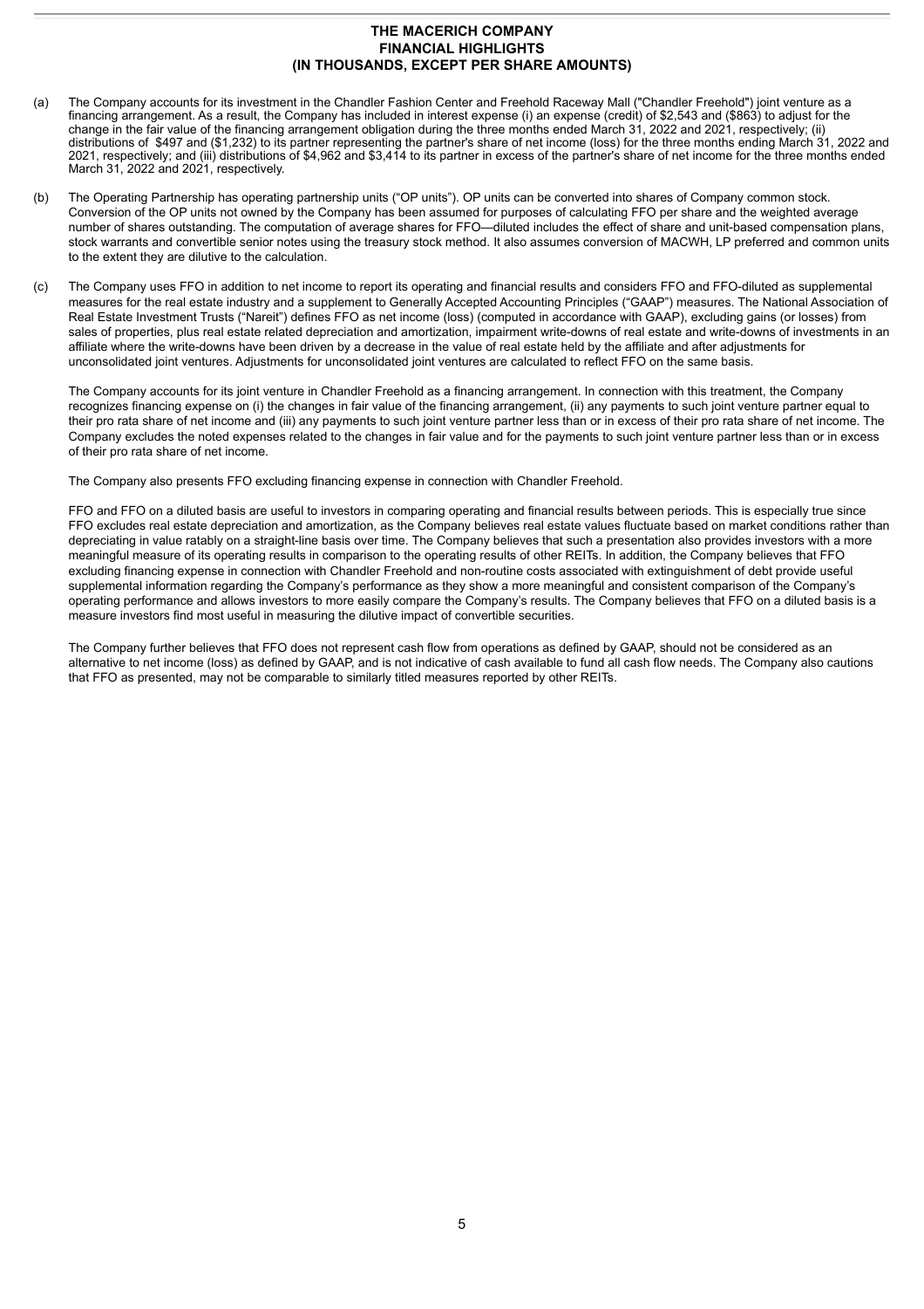# THE MACERICH COMPANY
## FINANCIAL HIGHLIGHTS
## (IN THOUSANDS, EXCEPT PER SHARE AMOUNTS)

(a) The Company accounts for its investment in the Chandler Fashion Center and Freehold Raceway Mall ("Chandler Freehold") joint venture as a financing arrangement. As a result, the Company has included in interest expense (i) an expense (credit) of $2,543 and ($863) to adjust for the change in the fair value of the financing arrangement obligation during the three months ended March 31, 2022 and 2021, respectively; (ii) distributions of $497 and ($1,232) to its partner representing the partner's share of net income (loss) for the three months ending March 31, 2022 and 2021, respectively; and (iii) distributions of $4,962 and $3,414 to its partner in excess of the partner's share of net income for the three months ended March 31, 2022 and 2021, respectively.

(b) The Operating Partnership has operating partnership units ("OP units"). OP units can be converted into shares of Company common stock. Conversion of the OP units not owned by the Company has been assumed for purposes of calculating FFO per share and the weighted average number of shares outstanding. The computation of average shares for FFO—diluted includes the effect of share and unit-based compensation plans, stock warrants and convertible senior notes using the treasury stock method. It also assumes conversion of MACWH, LP preferred and common units to the extent they are dilutive to the calculation.

(c) The Company uses FFO in addition to net income to report its operating and financial results and considers FFO and FFO-diluted as supplemental measures for the real estate industry and a supplement to Generally Accepted Accounting Principles ("GAAP") measures. The National Association of Real Estate Investment Trusts ("Nareit") defines FFO as net income (loss) (computed in accordance with GAAP), excluding gains (or losses) from sales of properties, plus real estate related depreciation and amortization, impairment write-downs of real estate and write-downs of investments in an affiliate where the write-downs have been driven by a decrease in the value of real estate held by the affiliate and after adjustments for unconsolidated joint ventures. Adjustments for unconsolidated joint ventures are calculated to reflect FFO on the same basis.

The Company accounts for its joint venture in Chandler Freehold as a financing arrangement. In connection with this treatment, the Company recognizes financing expense on (i) the changes in fair value of the financing arrangement, (ii) any payments to such joint venture partner equal to their pro rata share of net income and (iii) any payments to such joint venture partner less than or in excess of their pro rata share of net income. The Company excludes the noted expenses related to the changes in fair value and for the payments to such joint venture partner less than or in excess of their pro rata share of net income.

The Company also presents FFO excluding financing expense in connection with Chandler Freehold.

FFO and FFO on a diluted basis are useful to investors in comparing operating and financial results between periods. This is especially true since FFO excludes real estate depreciation and amortization, as the Company believes real estate values fluctuate based on market conditions rather than depreciating in value ratably on a straight-line basis over time. The Company believes that such a presentation also provides investors with a more meaningful measure of its operating results in comparison to the operating results of other REITs. In addition, the Company believes that FFO excluding financing expense in connection with Chandler Freehold and non-routine costs associated with extinguishment of debt provide useful supplemental information regarding the Company's performance as they show a more meaningful and consistent comparison of the Company's operating performance and allows investors to more easily compare the Company's results. The Company believes that FFO on a diluted basis is a measure investors find most useful in measuring the dilutive impact of convertible securities.

The Company further believes that FFO does not represent cash flow from operations as defined by GAAP, should not be considered as an alternative to net income (loss) as defined by GAAP, and is not indicative of cash available to fund all cash flow needs. The Company also cautions that FFO as presented, may not be comparable to similarly titled measures reported by other REITs.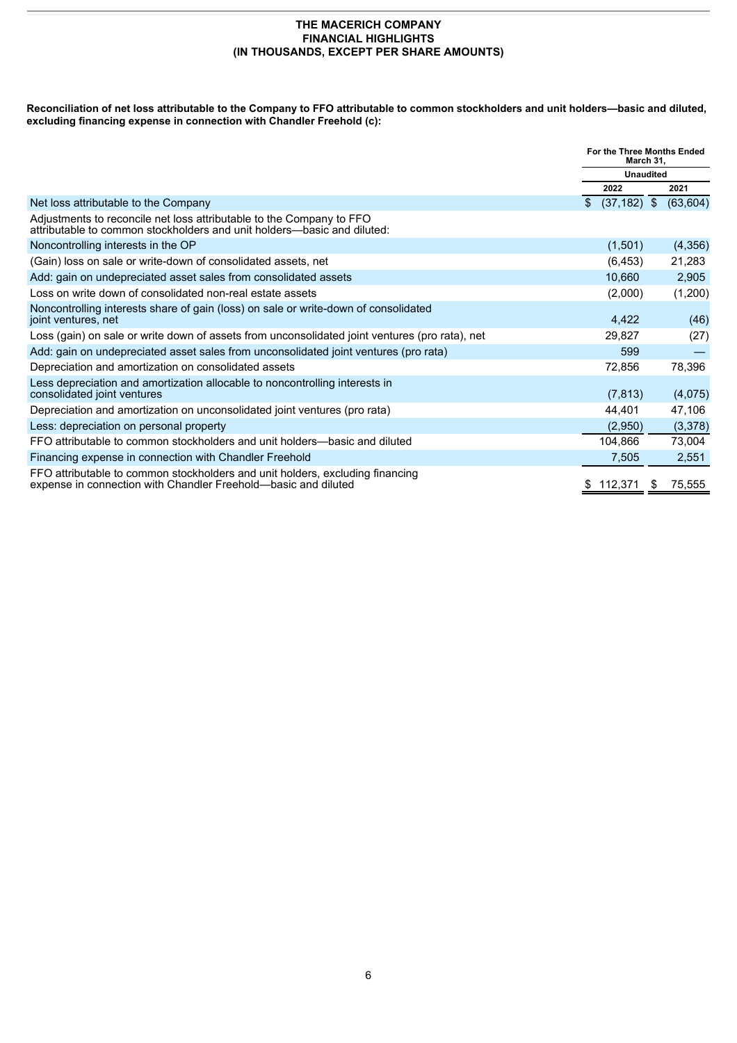**THE MACERICH COMPANY**
**FINANCIAL HIGHLIGHTS**
**(IN THOUSANDS, EXCEPT PER SHARE AMOUNTS)**

**Reconciliation of net loss attributable to the Company to FFO attributable to common stockholders and unit holders—basic and diluted, excluding financing expense in connection with Chandler Freehold (c):**

| | For the Three Months Ended March 31, | |
|---|---|---|
| | Unaudited | |
| | 2022 | 2021 |
| Net loss attributable to the Company | $ (37,182) | $ (63,604) |
| Adjustments to reconcile net loss attributable to the Company to FFO attributable to common stockholders and unit holders—basic and diluted: | | |
| Noncontrolling interests in the OP | (1,501) | (4,356) |
| (Gain) loss on sale or write-down of consolidated assets, net | (6,453) | 21,283 |
| Add: gain on undepreciated asset sales from consolidated assets | 10,660 | 2,905 |
| Loss on write down of consolidated non-real estate assets | (2,000) | (1,200) |
| Noncontrolling interests share of gain (loss) on sale or write-down of consolidated joint ventures, net | 4,422 | (46) |
| Loss (gain) on sale or write down of assets from unconsolidated joint ventures (pro rata), net | 29,827 | (27) |
| Add: gain on undepreciated asset sales from unconsolidated joint ventures (pro rata) | 599 | — |
| Depreciation and amortization on consolidated assets | 72,856 | 78,396 |
| Less depreciation and amortization allocable to noncontrolling interests in consolidated joint ventures | (7,813) | (4,075) |
| Depreciation and amortization on unconsolidated joint ventures (pro rata) | 44,401 | 47,106 |
| Less: depreciation on personal property | (2,950) | (3,378) |
| FFO attributable to common stockholders and unit holders—basic and diluted | 104,866 | 73,004 |
| Financing expense in connection with Chandler Freehold | 7,505 | 2,551 |
| FFO attributable to common stockholders and unit holders, excluding financing expense in connection with Chandler Freehold—basic and diluted | $ 112,371 | $ 75,555 |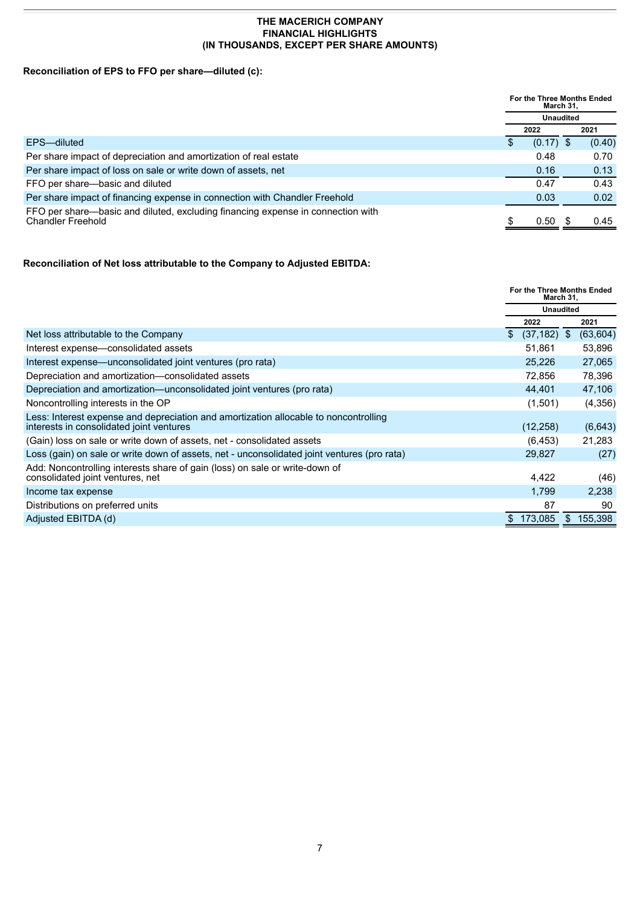**THE MACERICH COMPANY**
**FINANCIAL HIGHLIGHTS**
**(IN THOUSANDS, EXCEPT PER SHARE AMOUNTS)**

**Reconciliation of EPS to FFO per share—diluted (c):**

| | For the Three Months Ended March 31, | |
|---|---|---|
| | Unaudited | |
| | 2022 | 2021 |
| EPS—diluted | $ (0.17) | $ (0.40) |
| Per share impact of depreciation and amortization of real estate | 0.48 | 0.70 |
| Per share impact of loss on sale or write down of assets, net | 0.16 | 0.13 |
| FFO per share—basic and diluted | 0.47 | 0.43 |
| Per share impact of financing expense in connection with Chandler Freehold | 0.03 | 0.02 |
| FFO per share—basic and diluted, excluding financing expense in connection with Chandler Freehold | $ 0.50 | $ 0.45 |

**Reconciliation of Net loss attributable to the Company to Adjusted EBITDA:**

| | For the Three Months Ended March 31, | |
|---|---|---|
| | Unaudited | |
| | 2022 | 2021 |
| Net loss attributable to the Company | $ (37,182) | $ (63,604) |
| Interest expense—consolidated assets | 51,861 | 53,896 |
| Interest expense—unconsolidated joint ventures (pro rata) | 25,226 | 27,065 |
| Depreciation and amortization—consolidated assets | 72,856 | 78,396 |
| Depreciation and amortization—unconsolidated joint ventures (pro rata) | 44,401 | 47,106 |
| Noncontrolling interests in the OP | (1,501) | (4,356) |
| Less: Interest expense and depreciation and amortization allocable to noncontrolling interests in consolidated joint ventures | (12,258) | (6,643) |
| (Gain) loss on sale or write down of assets, net - consolidated assets | (6,453) | 21,283 |
| Loss (gain) on sale or write down of assets, net - unconsolidated joint ventures (pro rata) | 29,827 | (27) |
| Add: Noncontrolling interests share of gain (loss) on sale or write-down of consolidated joint ventures, net | 4,422 | (46) |
| Income tax expense | 1,799 | 2,238 |
| Distributions on preferred units | 87 | 90 |
| Adjusted EBITDA (d) | $ 173,085 | $ 155,398 |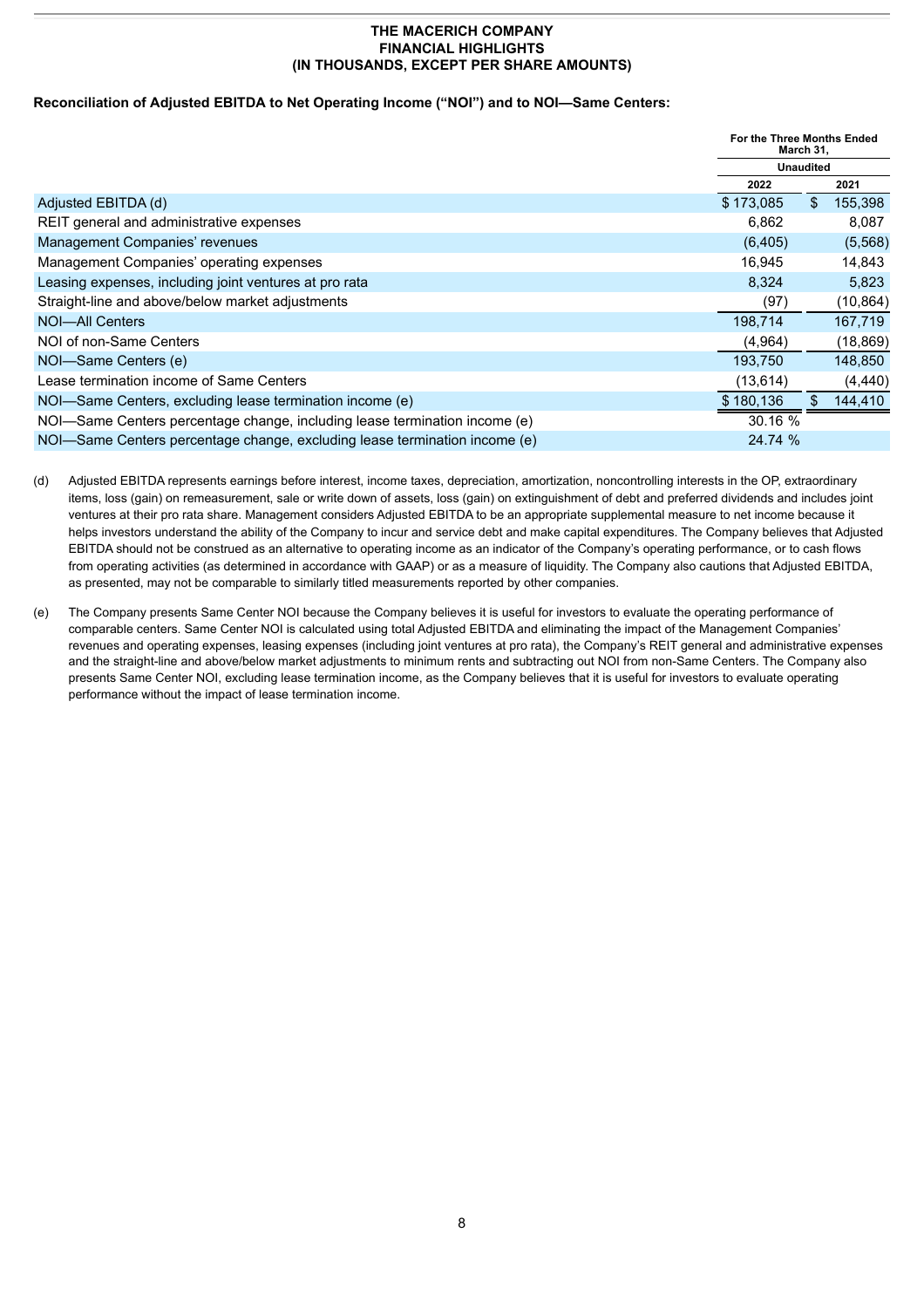**THE MACERICH COMPANY**
**FINANCIAL HIGHLIGHTS**
**(IN THOUSANDS, EXCEPT PER SHARE AMOUNTS)**

**Reconciliation of Adjusted EBITDA to Net Operating Income ("NOI") and to NOI—Same Centers:**

| | For the Three Months Ended March 31, | |
|---|---|---|
| | Unaudited | |
| | 2022 | 2021 |
| Adjusted EBITDA (d) | $ 173,085 | $ 155,398 |
| REIT general and administrative expenses | 6,862 | 8,087 |
| Management Companies' revenues | (6,405) | (5,568) |
| Management Companies' operating expenses | 16,945 | 14,843 |
| Leasing expenses, including joint ventures at pro rata | 8,324 | 5,823 |
| Straight-line and above/below market adjustments | (97) | (10,864) |
| NOI—All Centers | 198,714 | 167,719 |
| NOI of non-Same Centers | (4,964) | (18,869) |
| NOI—Same Centers (e) | 193,750 | 148,850 |
| Lease termination income of Same Centers | (13,614) | (4,440) |
| NOI—Same Centers, excluding lease termination income (e) | $ 180,136 | $ 144,410 |
| NOI—Same Centers percentage change, including lease termination income (e) | 30.16 % | |
| NOI—Same Centers percentage change, excluding lease termination income (e) | 24.74 % | |

(d) Adjusted EBITDA represents earnings before interest, income taxes, depreciation, amortization, noncontrolling interests in the OP, extraordinary items, loss (gain) on remeasurement, sale or write down of assets, loss (gain) on extinguishment of debt and preferred dividends and includes joint ventures at their pro rata share. Management considers Adjusted EBITDA to be an appropriate supplemental measure to net income because it helps investors understand the ability of the Company to incur and service debt and make capital expenditures. The Company believes that Adjusted EBITDA should not be construed as an alternative to operating income as an indicator of the Company's operating performance, or to cash flows from operating activities (as determined in accordance with GAAP) or as a measure of liquidity. The Company also cautions that Adjusted EBITDA, as presented, may not be comparable to similarly titled measurements reported by other companies.

(e) The Company presents Same Center NOI because the Company believes it is useful for investors to evaluate the operating performance of comparable centers. Same Center NOI is calculated using total Adjusted EBITDA and eliminating the impact of the Management Companies' revenues and operating expenses, leasing expenses (including joint ventures at pro rata), the Company's REIT general and administrative expenses and the straight-line and above/below market adjustments to minimum rents and subtracting out NOI from non-Same Centers. The Company also presents Same Center NOI, excluding lease termination income, as the Company believes that it is useful for investors to evaluate operating performance without the impact of lease termination income.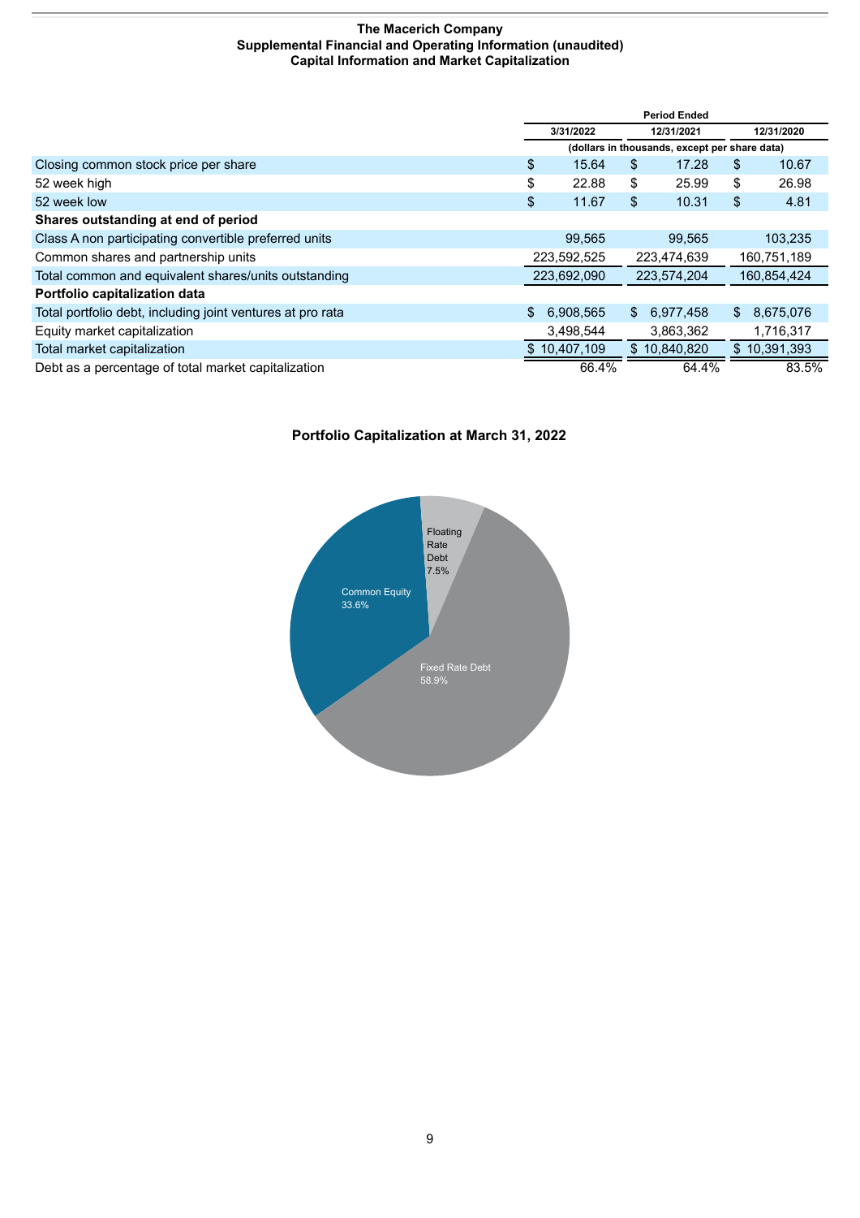**The Macerich Company**
**Supplemental Financial and Operating Information (unaudited)**
**Capital Information and Market Capitalization**

| | Period Ended | | |
|---|---|---|---|
| | 3/31/2022 | 12/31/2021 | 12/31/2020 |
| | (dollars in thousands, except per share data) | | |
| Closing common stock price per share | $ 15.64 | $ 17.28 | $ 10.67 |
| 52 week high | $ 22.88 | $ 25.99 | $ 26.98 |
| 52 week low | $ 11.67 | $ 10.31 | $ 4.81 |
| **Shares outstanding at end of period** | | | |
| Class A non participating convertible preferred units | 99,565 | 99,565 | 103,235 |
| Common shares and partnership units | 223,592,525 | 223,474,639 | 160,751,189 |
| Total common and equivalent shares/units outstanding | 223,692,090 | 223,574,204 | 160,854,424 |
| **Portfolio capitalization data** | | | |
| Total portfolio debt, including joint ventures at pro rata | $ 6,908,565 | $ 6,977,458 | $ 8,675,076 |
| Equity market capitalization | 3,498,544 | 3,863,362 | 1,716,317 |
| Total market capitalization | $ 10,407,109 | $ 10,840,820 | $ 10,391,393 |
| Debt as a percentage of total market capitalization | 66.4% | 64.4% | 83.5% |

**Portfolio Capitalization at March 31, 2022**

| Component | Percentage |
|---|---|
| Floating Rate Debt | 7.5% |
| Common Equity | 33.6% |
| Fixed Rate Debt | 58.9% |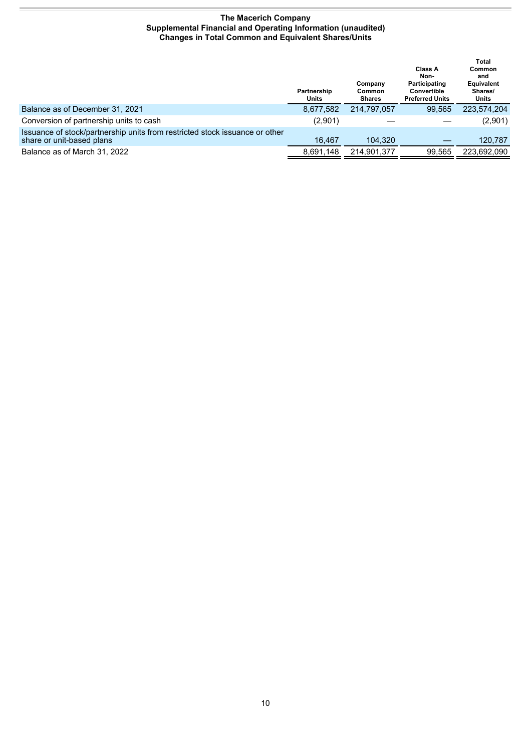**The Macerich Company**
**Supplemental Financial and Operating Information (unaudited)**
**Changes in Total Common and Equivalent Shares/Units**

| | Partnership Units | Company Common Shares | Class A Non-Participating Convertible Preferred Units | Total Common and Equivalent Shares/ Units |
|---|---|---|---|---|
| Balance as of December 31, 2021 | 8,677,582 | 214,797,057 | 99,565 | 223,574,204 |
| Conversion of partnership units to cash | (2,901) | — | — | (2,901) |
| Issuance of stock/partnership units from restricted stock issuance or other share or unit-based plans | 16,467 | 104,320 | — | 120,787 |
| Balance as of March 31, 2022 | 8,691,148 | 214,901,377 | 99,565 | 223,692,090 |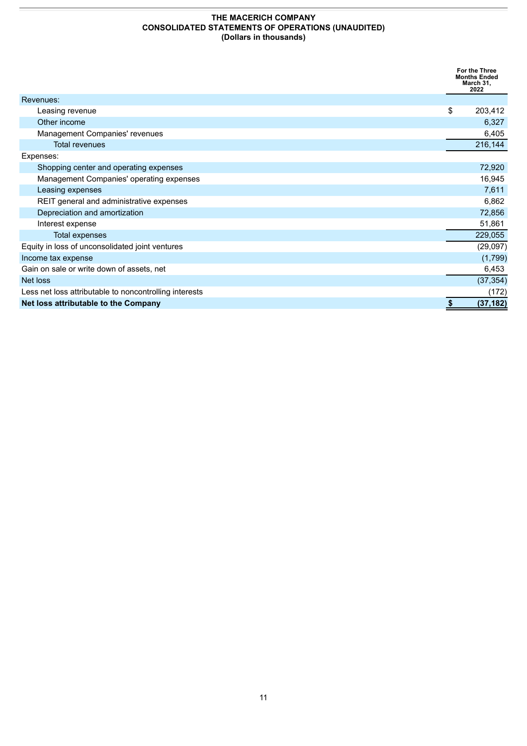**THE MACERICH COMPANY**
**CONSOLIDATED STATEMENTS OF OPERATIONS (UNAUDITED)**
**(Dollars in thousands)**

| | For the Three Months Ended March 31, 2022 |
|---|---|
| Revenues: | |
| Leasing revenue | $ 203,412 |
| Other income | 6,327 |
| Management Companies' revenues | 6,405 |
| Total revenues | 216,144 |
| Expenses: | |
| Shopping center and operating expenses | 72,920 |
| Management Companies' operating expenses | 16,945 |
| Leasing expenses | 7,611 |
| REIT general and administrative expenses | 6,862 |
| Depreciation and amortization | 72,856 |
| Interest expense | 51,861 |
| Total expenses | 229,055 |
| Equity in loss of unconsolidated joint ventures | (29,097) |
| Income tax expense | (1,799) |
| Gain on sale or write down of assets, net | 6,453 |
| Net loss | (37,354) |
| Less net loss attributable to noncontrolling interests | (172) |
| **Net loss attributable to the Company** | **$ (37,182)** |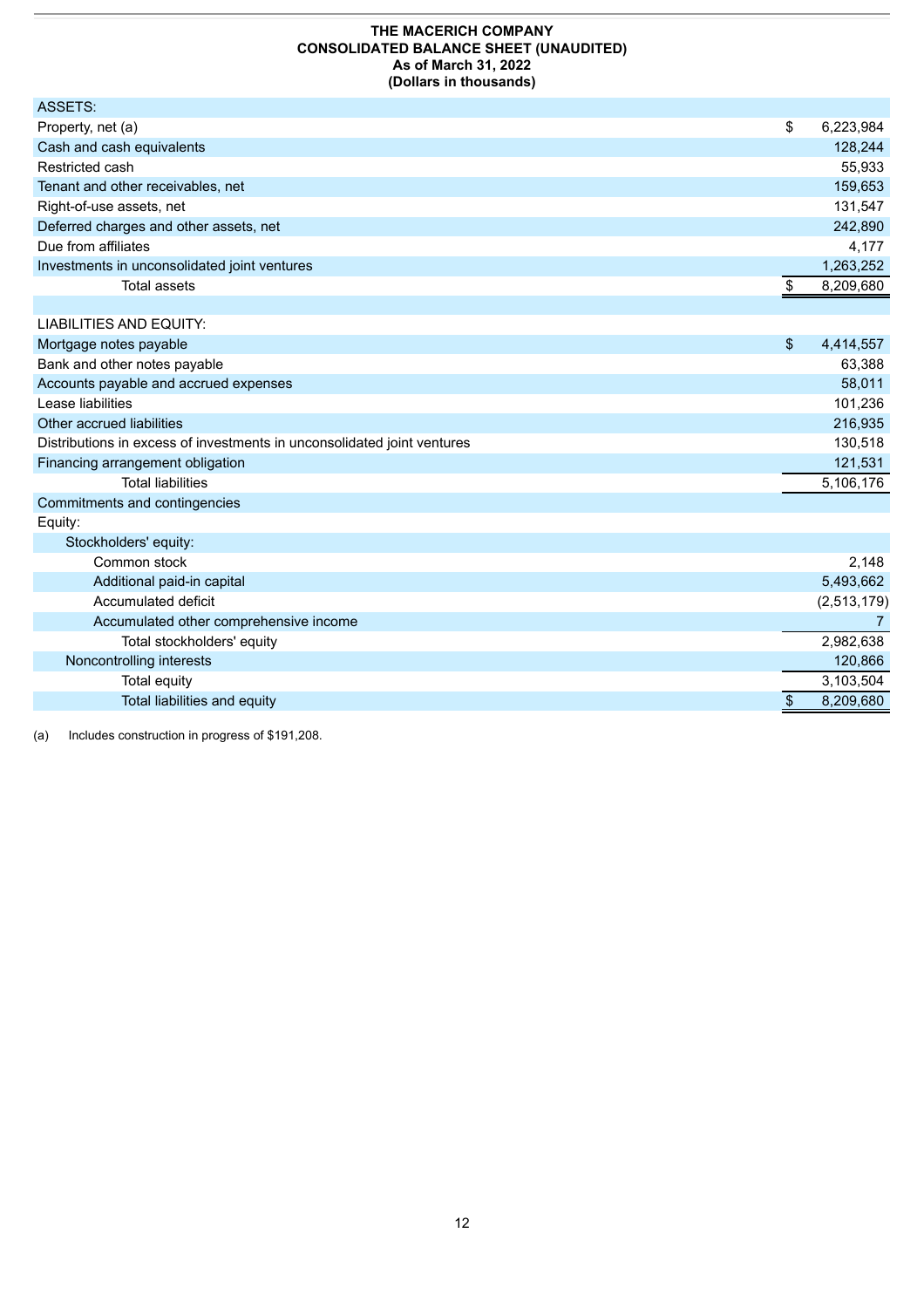**THE MACERICH COMPANY**
**CONSOLIDATED BALANCE SHEET (UNAUDITED)**
**As of March 31, 2022**
**(Dollars in thousands)**

| | |
|---|---|
| ASSETS: | |
| Property, net (a) | $ 6,223,984 |
| Cash and cash equivalents | 128,244 |
| Restricted cash | 55,933 |
| Tenant and other receivables, net | 159,653 |
| Right-of-use assets, net | 131,547 |
| Deferred charges and other assets, net | 242,890 |
| Due from affiliates | 4,177 |
| Investments in unconsolidated joint ventures | 1,263,252 |
| Total assets | $ 8,209,680 |
| | |
| LIABILITIES AND EQUITY: | |
| Mortgage notes payable | $ 4,414,557 |
| Bank and other notes payable | 63,388 |
| Accounts payable and accrued expenses | 58,011 |
| Lease liabilities | 101,236 |
| Other accrued liabilities | 216,935 |
| Distributions in excess of investments in unconsolidated joint ventures | 130,518 |
| Financing arrangement obligation | 121,531 |
| Total liabilities | 5,106,176 |
| Commitments and contingencies | |
| Equity: | |
| Stockholders' equity: | |
| Common stock | 2,148 |
| Additional paid-in capital | 5,493,662 |
| Accumulated deficit | (2,513,179) |
| Accumulated other comprehensive income | 7 |
| Total stockholders' equity | 2,982,638 |
| Noncontrolling interests | 120,866 |
| Total equity | 3,103,504 |
| Total liabilities and equity | $ 8,209,680 |

(a) Includes construction in progress of $191,208.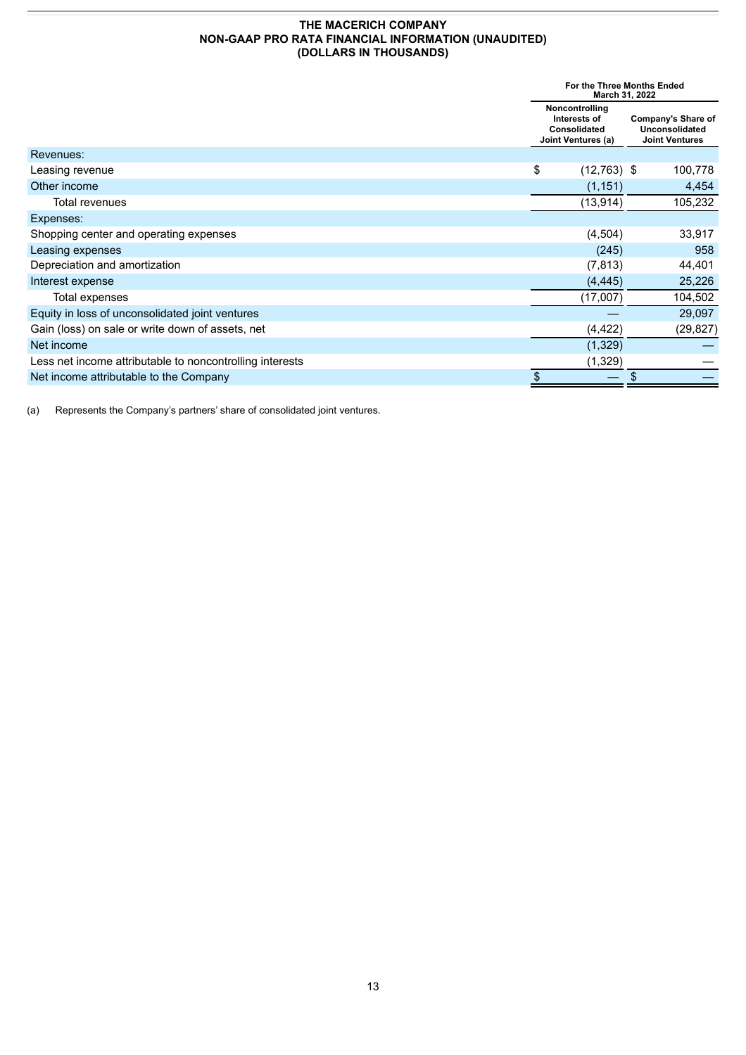**THE MACERICH COMPANY**
**NON-GAAP PRO RATA FINANCIAL INFORMATION (UNAUDITED)**
**(DOLLARS IN THOUSANDS)**

| | For the Three Months Ended March 31, 2022 | |
|---|---|---|
| | Noncontrolling Interests of Consolidated Joint Ventures (a) | Company's Share of Unconsolidated Joint Ventures |
| Revenues: | | |
| Leasing revenue | $ (12,763) | $ 100,778 |
| Other income | (1,151) | 4,454 |
| Total revenues | (13,914) | 105,232 |
| Expenses: | | |
| Shopping center and operating expenses | (4,504) | 33,917 |
| Leasing expenses | (245) | 958 |
| Depreciation and amortization | (7,813) | 44,401 |
| Interest expense | (4,445) | 25,226 |
| Total expenses | (17,007) | 104,502 |
| Equity in loss of unconsolidated joint ventures | — | 29,097 |
| Gain (loss) on sale or write down of assets, net | (4,422) | (29,827) |
| Net income | (1,329) | — |
| Less net income attributable to noncontrolling interests | (1,329) | — |
| Net income attributable to the Company | $ — | $ — |

(a) Represents the Company's partners' share of consolidated joint ventures.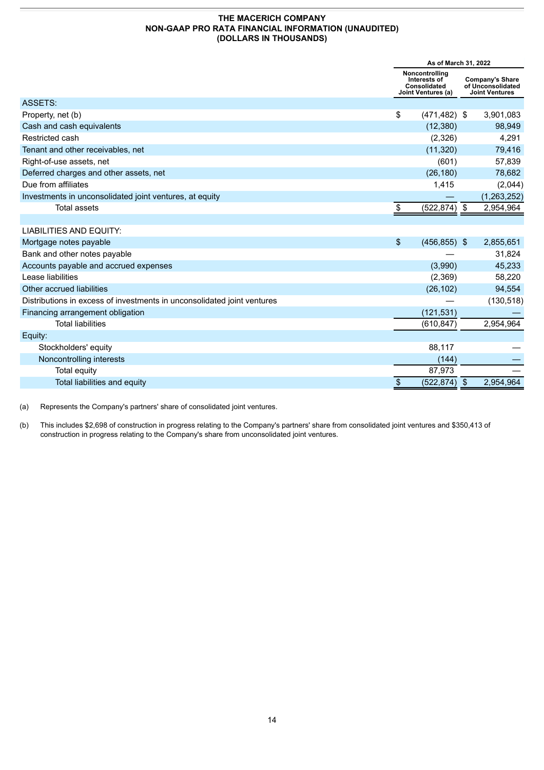# THE MACERICH COMPANY
## NON-GAAP PRO RATA FINANCIAL INFORMATION (UNAUDITED)
### (DOLLARS IN THOUSANDS)

| | As of March 31, 2022 | |
|---|---|---|
| | Noncontrolling Interests of Consolidated Joint Ventures (a) | Company's Share of Unconsolidated Joint Ventures |
| ASSETS: | | |
| Property, net (b) | $ (471,482) | $ 3,901,083 |
| Cash and cash equivalents | (12,380) | 98,949 |
| Restricted cash | (2,326) | 4,291 |
| Tenant and other receivables, net | (11,320) | 79,416 |
| Right-of-use assets, net | (601) | 57,839 |
| Deferred charges and other assets, net | (26,180) | 78,682 |
| Due from affiliates | 1,415 | (2,044) |
| Investments in unconsolidated joint ventures, at equity | — | (1,263,252) |
| Total assets | $ (522,874) | $ 2,954,964 |
| | | |
| LIABILITIES AND EQUITY: | | |
| Mortgage notes payable | $ (456,855) | $ 2,855,651 |
| Bank and other notes payable | — | 31,824 |
| Accounts payable and accrued expenses | (3,990) | 45,233 |
| Lease liabilities | (2,369) | 58,220 |
| Other accrued liabilities | (26,102) | 94,554 |
| Distributions in excess of investments in unconsolidated joint ventures | — | (130,518) |
| Financing arrangement obligation | (121,531) | — |
| Total liabilities | (610,847) | 2,954,964 |
| Equity: | | |
| Stockholders' equity | 88,117 | — |
| Noncontrolling interests | (144) | — |
| Total equity | 87,973 | — |
| Total liabilities and equity | $ (522,874) | $ 2,954,964 |

(a) Represents the Company's partners' share of consolidated joint ventures.

(b) This includes $2,698 of construction in progress relating to the Company's partners' share from consolidated joint ventures and $350,413 of construction in progress relating to the Company's share from unconsolidated joint ventures.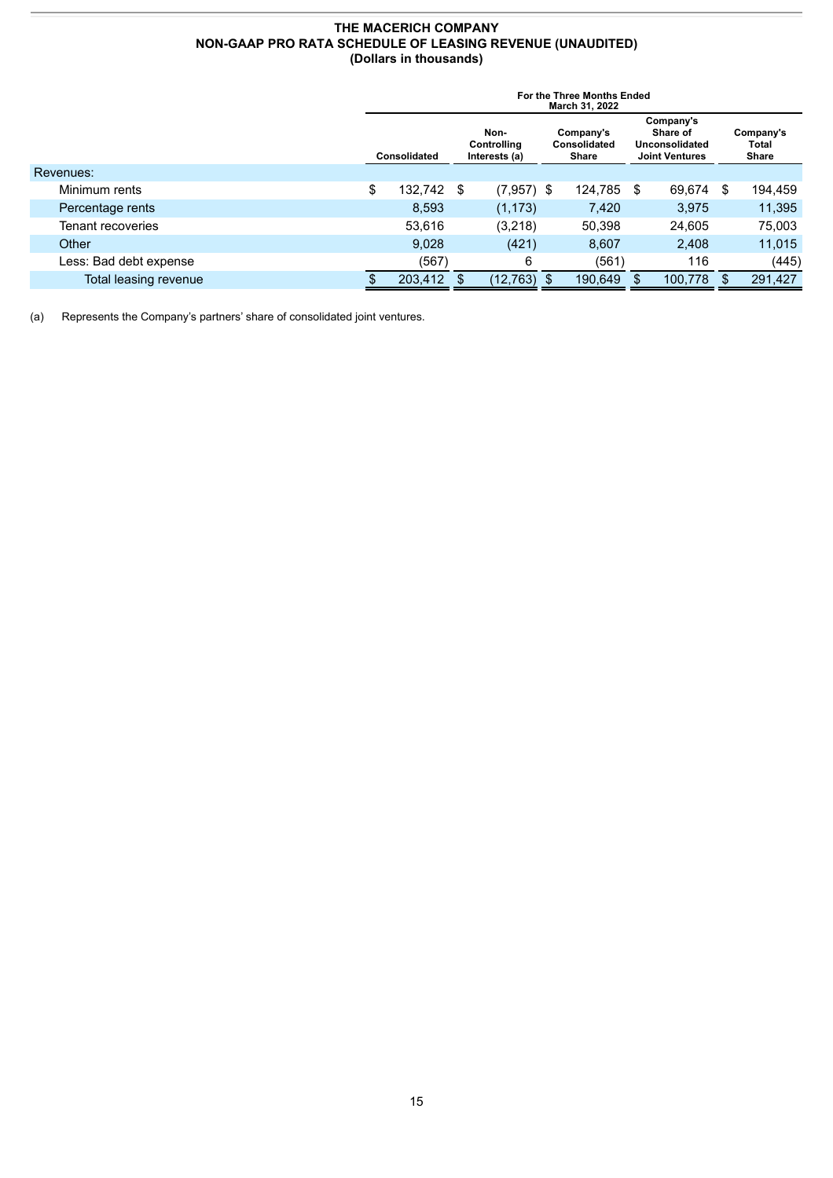**THE MACERICH COMPANY**
**NON-GAAP PRO RATA SCHEDULE OF LEASING REVENUE (UNAUDITED)**
**(Dollars in thousands)**

| | For the Three Months Ended March 31, 2022 | | | | |
|---|---|---|---|---|---|
| | Consolidated | Non-Controlling Interests (a) | Company's Consolidated Share | Company's Share of Unconsolidated Joint Ventures | Company's Total Share |
| Revenues: | | | | | |
| Minimum rents | $ 132,742 | $ (7,957) | $ 124,785 | $ 69,674 | $ 194,459 |
| Percentage rents | 8,593 | (1,173) | 7,420 | 3,975 | 11,395 |
| Tenant recoveries | 53,616 | (3,218) | 50,398 | 24,605 | 75,003 |
| Other | 9,028 | (421) | 8,607 | 2,408 | 11,015 |
| Less: Bad debt expense | (567) | 6 | (561) | 116 | (445) |
| Total leasing revenue | $ 203,412 | $ (12,763) | $ 190,649 | $ 100,778 | $ 291,427 |

(a) Represents the Company's partners' share of consolidated joint ventures.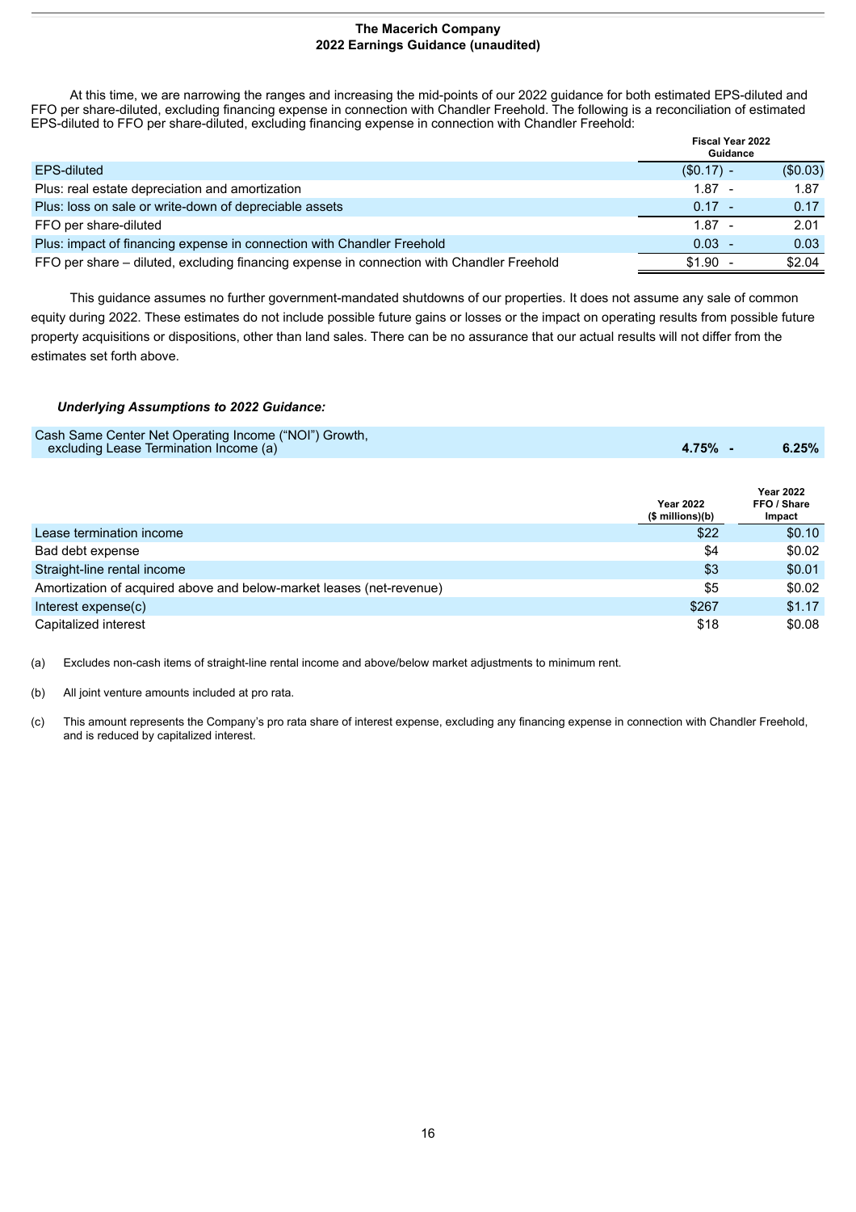## The Macerich Company
## 2022 Earnings Guidance (unaudited)

At this time, we are narrowing the ranges and increasing the mid-points of our 2022 guidance for both estimated EPS-diluted and FFO per share-diluted, excluding financing expense in connection with Chandler Freehold. The following is a reconciliation of estimated EPS-diluted to FFO per share-diluted, excluding financing expense in connection with Chandler Freehold:

| | Fiscal Year 2022 Guidance | |
|---|---|---|
| EPS-diluted | ($0.17) - | ($0.03) |
| Plus: real estate depreciation and amortization | 1.87 - | 1.87 |
| Plus: loss on sale or write-down of depreciable assets | 0.17 - | 0.17 |
| FFO per share-diluted | 1.87 - | 2.01 |
| Plus: impact of financing expense in connection with Chandler Freehold | 0.03 - | 0.03 |
| FFO per share – diluted, excluding financing expense in connection with Chandler Freehold | $1.90 - | $2.04 |

This guidance assumes no further government-mandated shutdowns of our properties. It does not assume any sale of common equity during 2022. These estimates do not include possible future gains or losses or the impact on operating results from possible future property acquisitions or dispositions, other than land sales. There can be no assurance that our actual results will not differ from the estimates set forth above.

***Underlying Assumptions to 2022 Guidance:***

| | | |
|---|---|---|
| Cash Same Center Net Operating Income ("NOI") Growth, excluding Lease Termination Income (a) | **4.75% -** | **6.25%** |

| | Year 2022 ($ millions)(b) | Year 2022 FFO / Share Impact |
|---|---|---|
| Lease termination income | $22 | $0.10 |
| Bad debt expense | $4 | $0.02 |
| Straight-line rental income | $3 | $0.01 |
| Amortization of acquired above and below-market leases (net-revenue) | $5 | $0.02 |
| Interest expense(c) | $267 | $1.17 |
| Capitalized interest | $18 | $0.08 |

(a) Excludes non-cash items of straight-line rental income and above/below market adjustments to minimum rent.

(b) All joint venture amounts included at pro rata.

(c) This amount represents the Company's pro rata share of interest expense, excluding any financing expense in connection with Chandler Freehold, and is reduced by capitalized interest.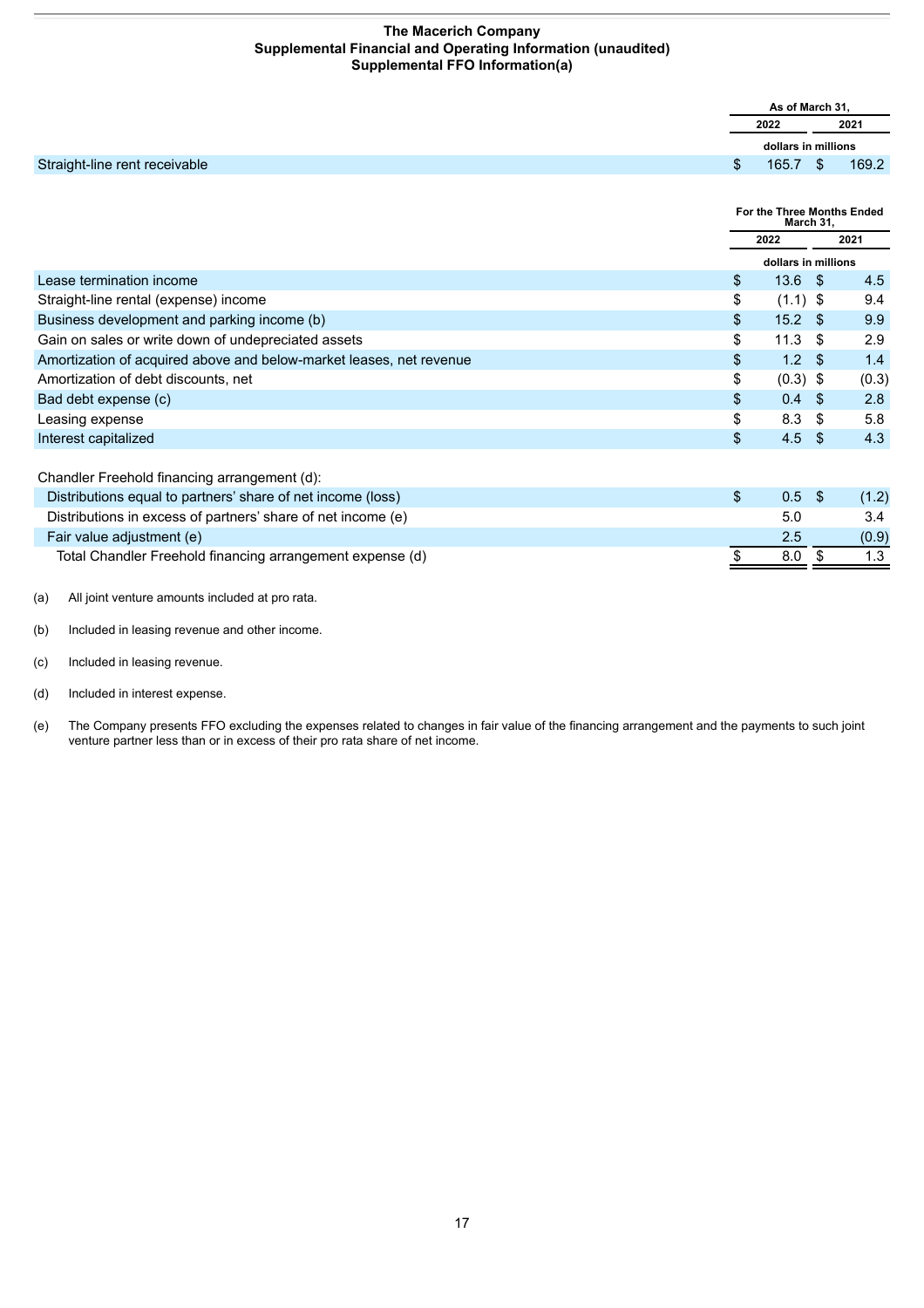**The Macerich Company**
**Supplemental Financial and Operating Information (unaudited)**
**Supplemental FFO Information(a)**

| | As of March 31, | |
|---|---|---|
| | 2022 | 2021 |
| | dollars in millions | |
| Straight-line rent receivable | $ 165.7 | $ 169.2 |

| | For the Three Months Ended March 31, | |
|---|---|---|
| | 2022 | 2021 |
| | dollars in millions | |
| Lease termination income | $ 13.6 | $ 4.5 |
| Straight-line rental (expense) income | $ (1.1) | $ 9.4 |
| Business development and parking income (b) | $ 15.2 | $ 9.9 |
| Gain on sales or write down of undepreciated assets | $ 11.3 | $ 2.9 |
| Amortization of acquired above and below-market leases, net revenue | $ 1.2 | $ 1.4 |
| Amortization of debt discounts, net | $ (0.3) | $ (0.3) |
| Bad debt expense (c) | $ 0.4 | $ 2.8 |
| Leasing expense | $ 8.3 | $ 5.8 |
| Interest capitalized | $ 4.5 | $ 4.3 |
| | | |
| Chandler Freehold financing arrangement (d): | | |
| Distributions equal to partners' share of net income (loss) | $ 0.5 | $ (1.2) |
| Distributions in excess of partners' share of net income (e) | 5.0 | 3.4 |
| Fair value adjustment (e) | 2.5 | (0.9) |
| Total Chandler Freehold financing arrangement expense (d) | $ 8.0 | $ 1.3 |

(a) All joint venture amounts included at pro rata.

(b) Included in leasing revenue and other income.

(c) Included in leasing revenue.

(d) Included in interest expense.

(e) The Company presents FFO excluding the expenses related to changes in fair value of the financing arrangement and the payments to such joint venture partner less than or in excess of their pro rata share of net income.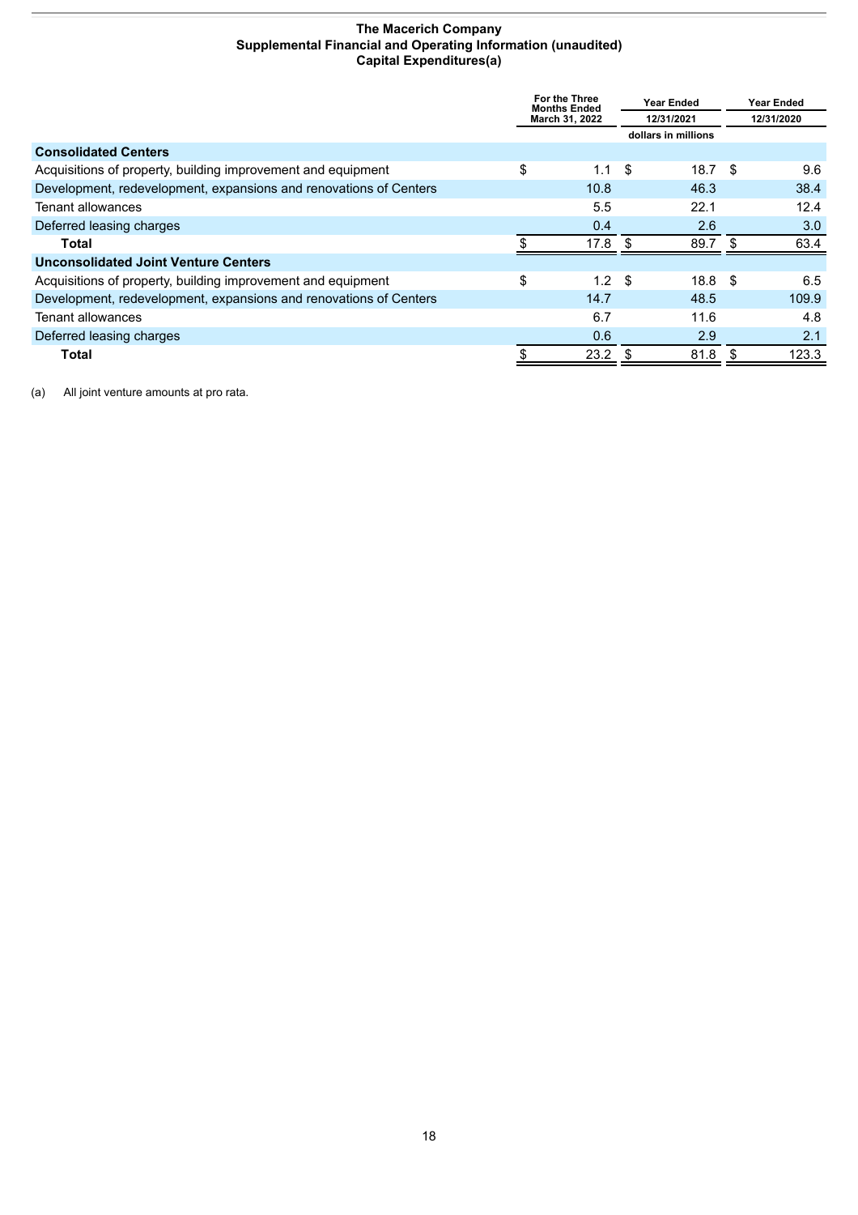# The Macerich Company
## Supplemental Financial and Operating Information (unaudited)
### Capital Expenditures(a)

| | For the Three Months Ended March 31, 2022 | Year Ended 12/31/2021 | Year Ended 12/31/2020 |
|---|---|---|---|
| | | dollars in millions | |
| **Consolidated Centers** | | | |
| Acquisitions of property, building improvement and equipment | $ 1.1 | $ 18.7 | $ 9.6 |
| Development, redevelopment, expansions and renovations of Centers | 10.8 | 46.3 | 38.4 |
| Tenant allowances | 5.5 | 22.1 | 12.4 |
| Deferred leasing charges | 0.4 | 2.6 | 3.0 |
| **Total** | $ 17.8 | $ 89.7 | $ 63.4 |
| **Unconsolidated Joint Venture Centers** | | | |
| Acquisitions of property, building improvement and equipment | $ 1.2 | $ 18.8 | $ 6.5 |
| Development, redevelopment, expansions and renovations of Centers | 14.7 | 48.5 | 109.9 |
| Tenant allowances | 6.7 | 11.6 | 4.8 |
| Deferred leasing charges | 0.6 | 2.9 | 2.1 |
| **Total** | $ 23.2 | $ 81.8 | $ 123.3 |

(a) All joint venture amounts at pro rata.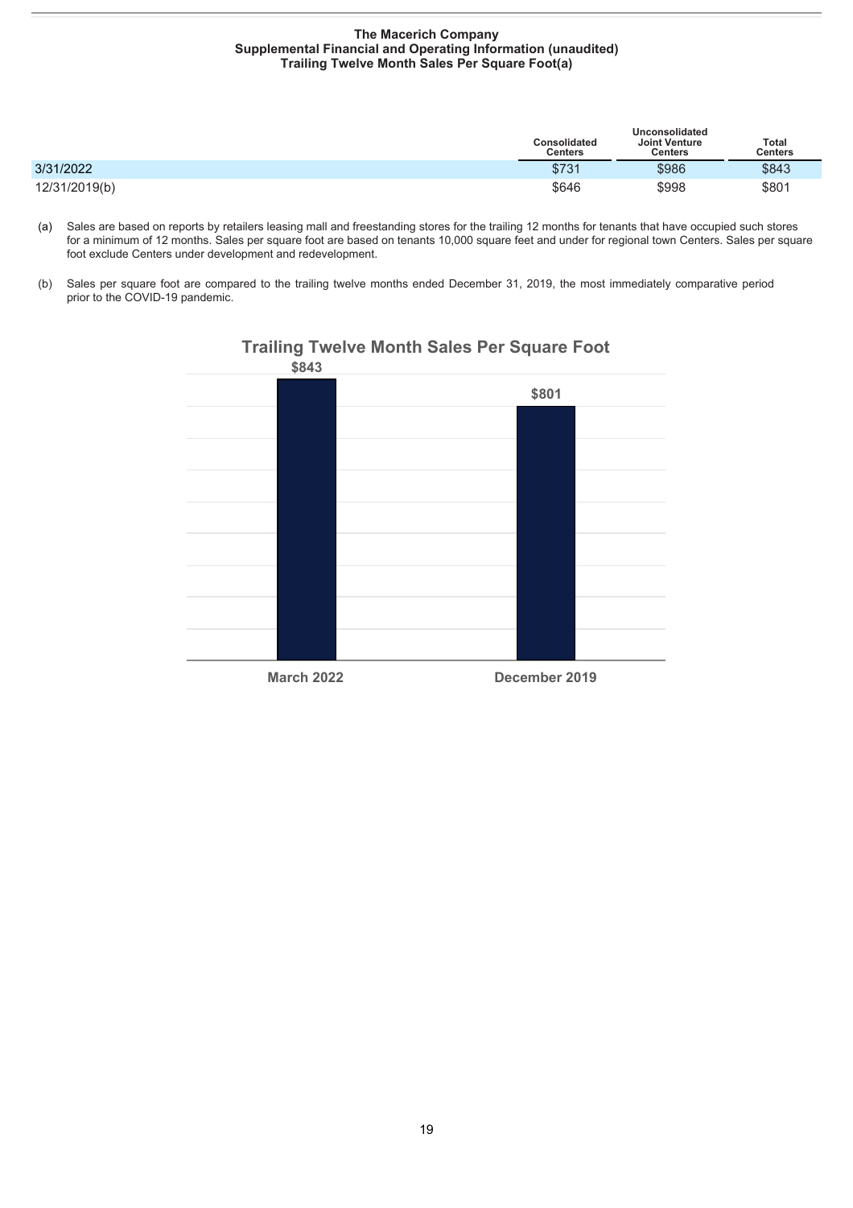**The Macerich Company**
**Supplemental Financial and Operating Information (unaudited)**
**Trailing Twelve Month Sales Per Square Foot(a)**

| | Consolidated Centers | Unconsolidated Joint Venture Centers | Total Centers |
|---|---|---|---|
| 3/31/2022 | $731 | $986 | $843 |
| 12/31/2019(b) | $646 | $998 | $801 |

(a) Sales are based on reports by retailers leasing mall and freestanding stores for the trailing 12 months for tenants that have occupied such stores for a minimum of 12 months. Sales per square foot are based on tenants 10,000 square feet and under for regional town Centers. Sales per square foot exclude Centers under development and redevelopment.

(b) Sales per square foot are compared to the trailing twelve months ended December 31, 2019, the most immediately comparative period prior to the COVID-19 pandemic.

**Trailing Twelve Month Sales Per Square Foot**

| | March 2022 | December 2019 |
|---|---|---|
| Sales Per Square Foot | $843 | $801 |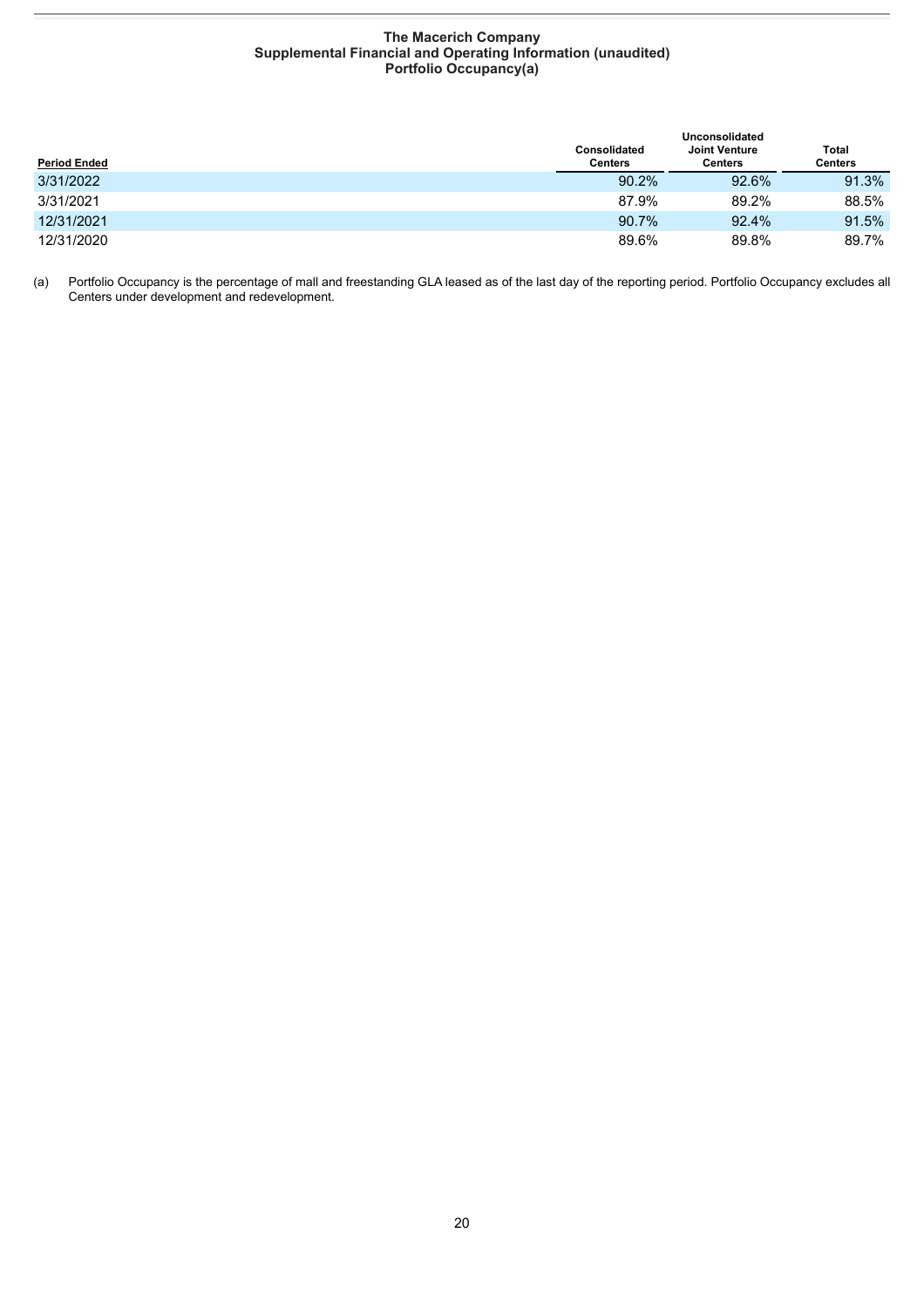**The Macerich Company**
**Supplemental Financial and Operating Information (unaudited)**
**Portfolio Occupancy(a)**

| Period Ended | Consolidated Centers | Unconsolidated Joint Venture Centers | Total Centers |
|---|---|---|---|
| 3/31/2022 | 90.2% | 92.6% | 91.3% |
| 3/31/2021 | 87.9% | 89.2% | 88.5% |
| 12/31/2021 | 90.7% | 92.4% | 91.5% |
| 12/31/2020 | 89.6% | 89.8% | 89.7% |

(a) Portfolio Occupancy is the percentage of mall and freestanding GLA leased as of the last day of the reporting period. Portfolio Occupancy excludes all Centers under development and redevelopment.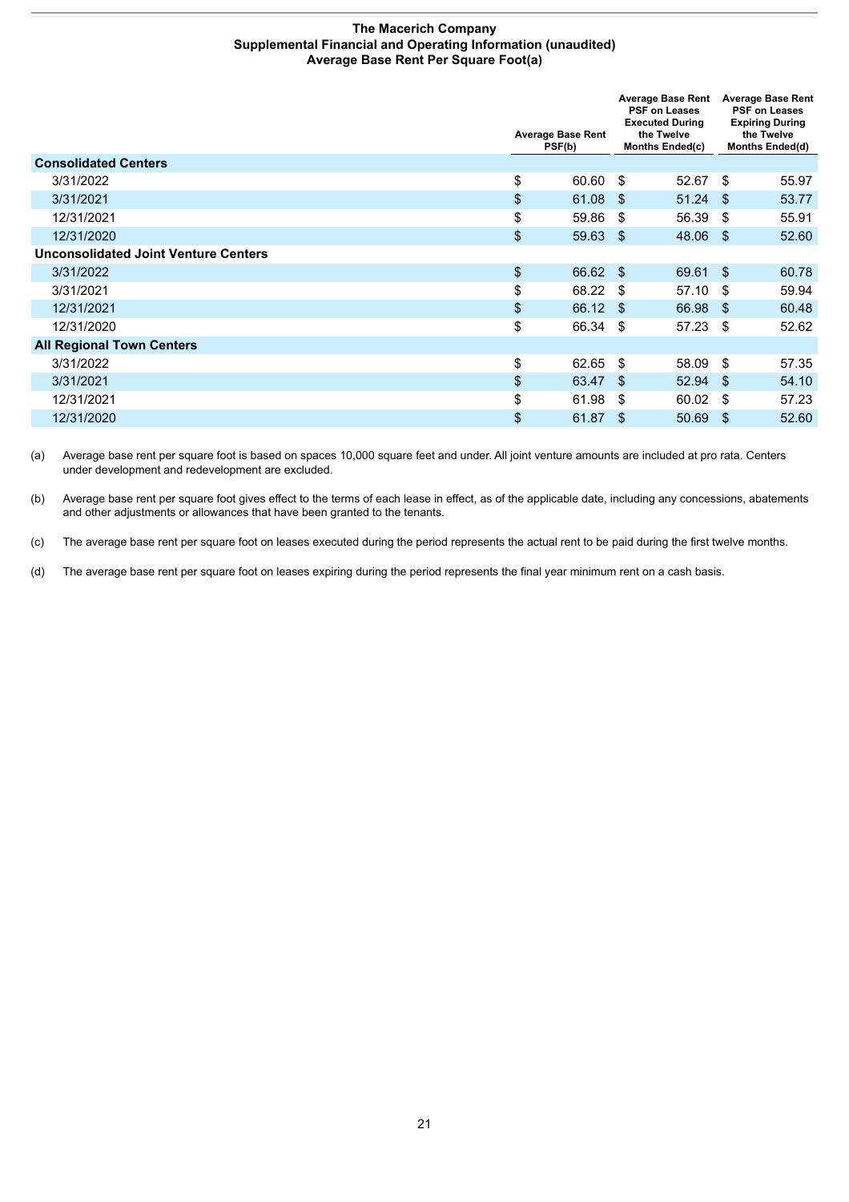**The Macerich Company**
**Supplemental Financial and Operating Information (unaudited)**
**Average Base Rent Per Square Foot(a)**

| | Average Base Rent PSF(b) | Average Base Rent PSF on Leases Executed During the Twelve Months Ended(c) | Average Base Rent PSF on Leases Expiring During the Twelve Months Ended(d) |
|---|---|---|---|
| **Consolidated Centers** | | | |
| 3/31/2022 | $ 60.60 | $ 52.67 | $ 55.97 |
| 3/31/2021 | $ 61.08 | $ 51.24 | $ 53.77 |
| 12/31/2021 | $ 59.86 | $ 56.39 | $ 55.91 |
| 12/31/2020 | $ 59.63 | $ 48.06 | $ 52.60 |
| **Unconsolidated Joint Venture Centers** | | | |
| 3/31/2022 | $ 66.62 | $ 69.61 | $ 60.78 |
| 3/31/2021 | $ 68.22 | $ 57.10 | $ 59.94 |
| 12/31/2021 | $ 66.12 | $ 66.98 | $ 60.48 |
| 12/31/2020 | $ 66.34 | $ 57.23 | $ 52.62 |
| **All Regional Town Centers** | | | |
| 3/31/2022 | $ 62.65 | $ 58.09 | $ 57.35 |
| 3/31/2021 | $ 63.47 | $ 52.94 | $ 54.10 |
| 12/31/2021 | $ 61.98 | $ 60.02 | $ 57.23 |
| 12/31/2020 | $ 61.87 | $ 50.69 | $ 52.60 |

(a) Average base rent per square foot is based on spaces 10,000 square feet and under. All joint venture amounts are included at pro rata. Centers under development and redevelopment are excluded.

(b) Average base rent per square foot gives effect to the terms of each lease in effect, as of the applicable date, including any concessions, abatements and other adjustments or allowances that have been granted to the tenants.

(c) The average base rent per square foot on leases executed during the period represents the actual rent to be paid during the first twelve months.

(d) The average base rent per square foot on leases expiring during the period represents the final year minimum rent on a cash basis.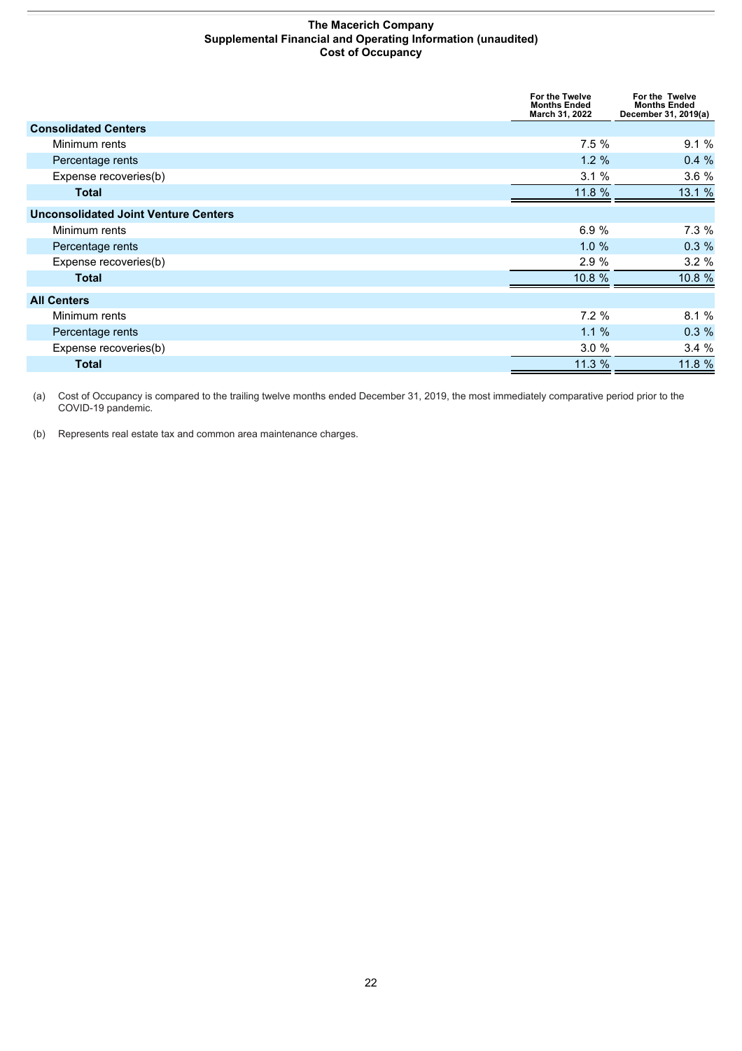**The Macerich Company**
**Supplemental Financial and Operating Information (unaudited)**
**Cost of Occupancy**

| | For the Twelve Months Ended March 31, 2022 | For the Twelve Months Ended December 31, 2019(a) |
|---|---|---|
| **Consolidated Centers** | | |
| Minimum rents | 7.5 % | 9.1 % |
| Percentage rents | 1.2 % | 0.4 % |
| Expense recoveries(b) | 3.1 % | 3.6 % |
| **Total** | 11.8 % | 13.1 % |
| **Unconsolidated Joint Venture Centers** | | |
| Minimum rents | 6.9 % | 7.3 % |
| Percentage rents | 1.0 % | 0.3 % |
| Expense recoveries(b) | 2.9 % | 3.2 % |
| **Total** | 10.8 % | 10.8 % |
| **All Centers** | | |
| Minimum rents | 7.2 % | 8.1 % |
| Percentage rents | 1.1 % | 0.3 % |
| Expense recoveries(b) | 3.0 % | 3.4 % |
| **Total** | 11.3 % | 11.8 % |

(a) Cost of Occupancy is compared to the trailing twelve months ended December 31, 2019, the most immediately comparative period prior to the COVID-19 pandemic.

(b) Represents real estate tax and common area maintenance charges.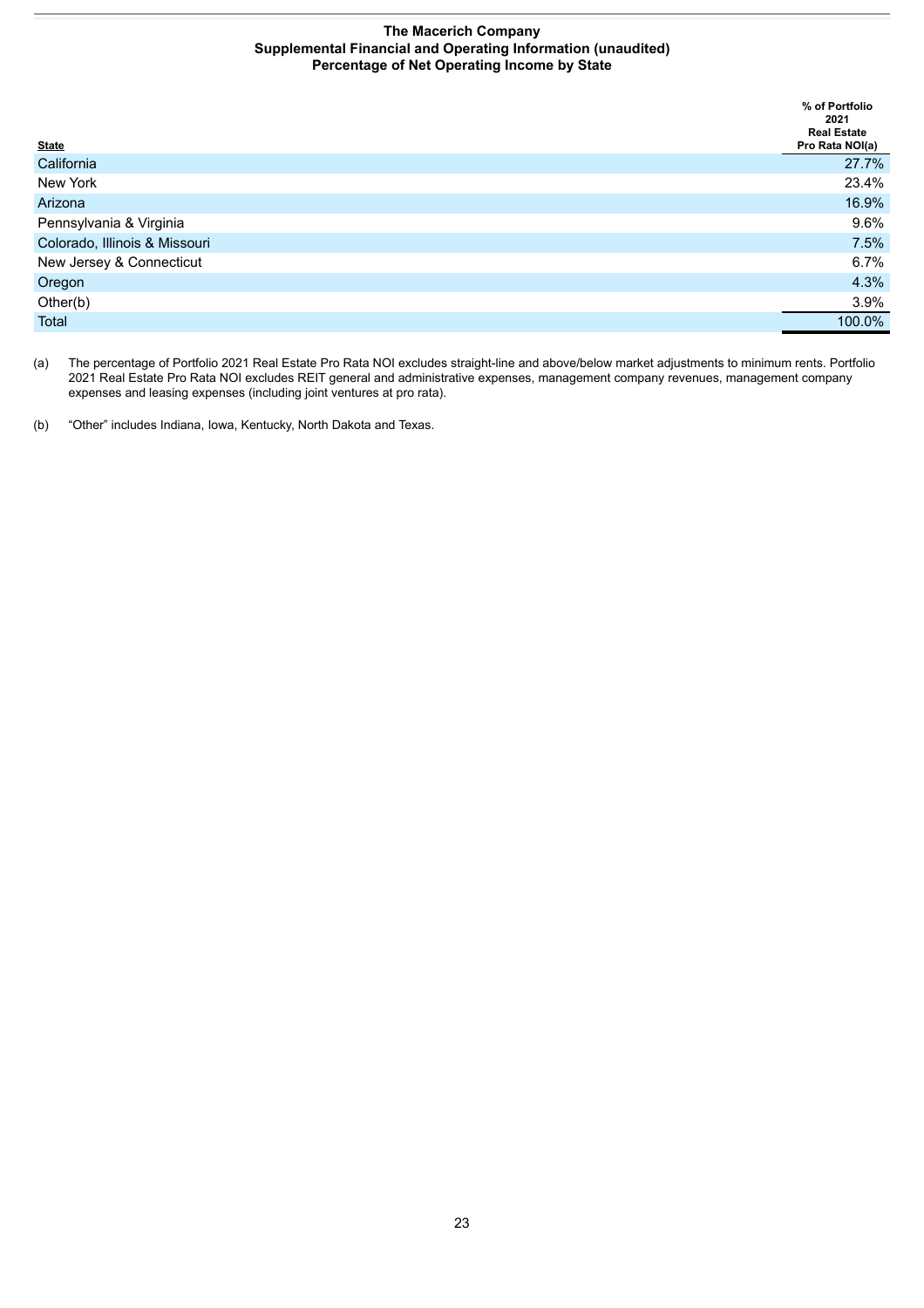**The Macerich Company**
**Supplemental Financial and Operating Information (unaudited)**
**Percentage of Net Operating Income by State**

| State | % of Portfolio 2021 Real Estate Pro Rata NOI(a) |
|---|---|
| California | 27.7% |
| New York | 23.4% |
| Arizona | 16.9% |
| Pennsylvania & Virginia | 9.6% |
| Colorado, Illinois & Missouri | 7.5% |
| New Jersey & Connecticut | 6.7% |
| Oregon | 4.3% |
| Other(b) | 3.9% |
| Total | 100.0% |

(a) The percentage of Portfolio 2021 Real Estate Pro Rata NOI excludes straight-line and above/below market adjustments to minimum rents. Portfolio 2021 Real Estate Pro Rata NOI excludes REIT general and administrative expenses, management company revenues, management company expenses and leasing expenses (including joint ventures at pro rata).

(b) "Other" includes Indiana, Iowa, Kentucky, North Dakota and Texas.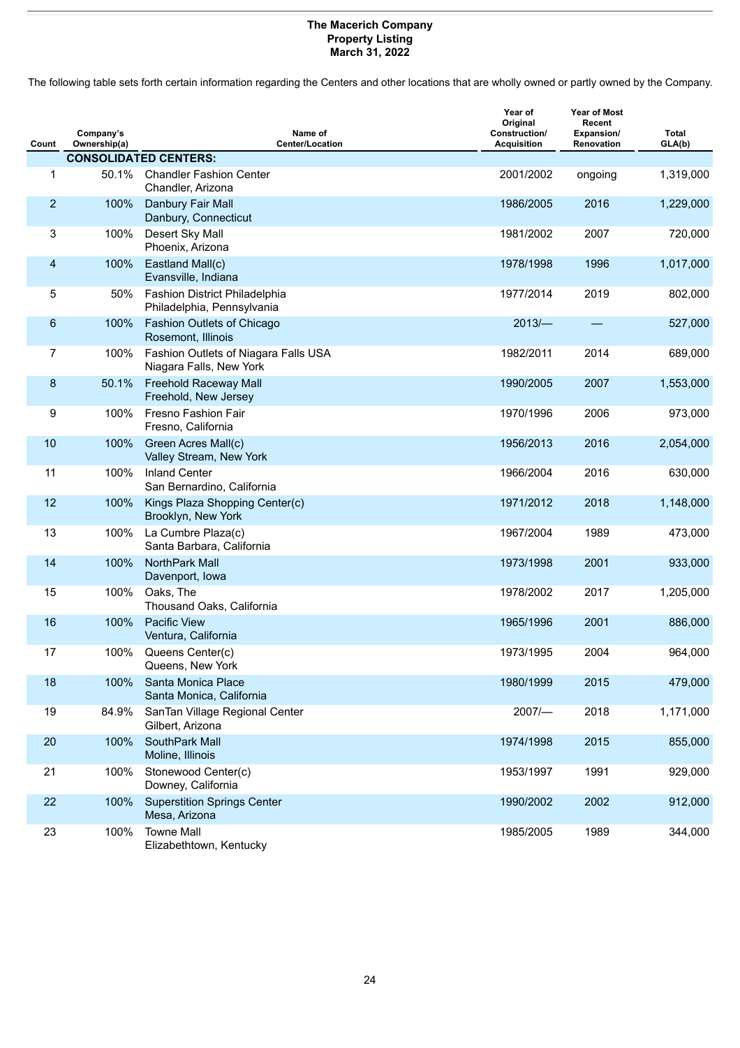**The Macerich Company**
**Property Listing**
**March 31, 2022**

The following table sets forth certain information regarding the Centers and other locations that are wholly owned or partly owned by the Company.

| Count | Company's Ownership(a) | Name of Center/Location | Year of Original Construction/ Acquisition | Year of Most Recent Expansion/ Renovation | Total GLA(b) |
|---|---|---|---|---|---|
| | **CONSOLIDATED CENTERS:** | | | | |
| 1 | 50.1% | Chandler Fashion Center<br>Chandler, Arizona | 2001/2002 | ongoing | 1,319,000 |
| 2 | 100% | Danbury Fair Mall<br>Danbury, Connecticut | 1986/2005 | 2016 | 1,229,000 |
| 3 | 100% | Desert Sky Mall<br>Phoenix, Arizona | 1981/2002 | 2007 | 720,000 |
| 4 | 100% | Eastland Mall(c)<br>Evansville, Indiana | 1978/1998 | 1996 | 1,017,000 |
| 5 | 50% | Fashion District Philadelphia<br>Philadelphia, Pennsylvania | 1977/2014 | 2019 | 802,000 |
| 6 | 100% | Fashion Outlets of Chicago<br>Rosemont, Illinois | 2013/— | — | 527,000 |
| 7 | 100% | Fashion Outlets of Niagara Falls USA<br>Niagara Falls, New York | 1982/2011 | 2014 | 689,000 |
| 8 | 50.1% | Freehold Raceway Mall<br>Freehold, New Jersey | 1990/2005 | 2007 | 1,553,000 |
| 9 | 100% | Fresno Fashion Fair<br>Fresno, California | 1970/1996 | 2006 | 973,000 |
| 10 | 100% | Green Acres Mall(c)<br>Valley Stream, New York | 1956/2013 | 2016 | 2,054,000 |
| 11 | 100% | Inland Center<br>San Bernardino, California | 1966/2004 | 2016 | 630,000 |
| 12 | 100% | Kings Plaza Shopping Center(c)<br>Brooklyn, New York | 1971/2012 | 2018 | 1,148,000 |
| 13 | 100% | La Cumbre Plaza(c)<br>Santa Barbara, California | 1967/2004 | 1989 | 473,000 |
| 14 | 100% | NorthPark Mall<br>Davenport, Iowa | 1973/1998 | 2001 | 933,000 |
| 15 | 100% | Oaks, The<br>Thousand Oaks, California | 1978/2002 | 2017 | 1,205,000 |
| 16 | 100% | Pacific View<br>Ventura, California | 1965/1996 | 2001 | 886,000 |
| 17 | 100% | Queens Center(c)<br>Queens, New York | 1973/1995 | 2004 | 964,000 |
| 18 | 100% | Santa Monica Place<br>Santa Monica, California | 1980/1999 | 2015 | 479,000 |
| 19 | 84.9% | SanTan Village Regional Center<br>Gilbert, Arizona | 2007/— | 2018 | 1,171,000 |
| 20 | 100% | SouthPark Mall<br>Moline, Illinois | 1974/1998 | 2015 | 855,000 |
| 21 | 100% | Stonewood Center(c)<br>Downey, California | 1953/1997 | 1991 | 929,000 |
| 22 | 100% | Superstition Springs Center<br>Mesa, Arizona | 1990/2002 | 2002 | 912,000 |
| 23 | 100% | Towne Mall<br>Elizabethtown, Kentucky | 1985/2005 | 1989 | 344,000 |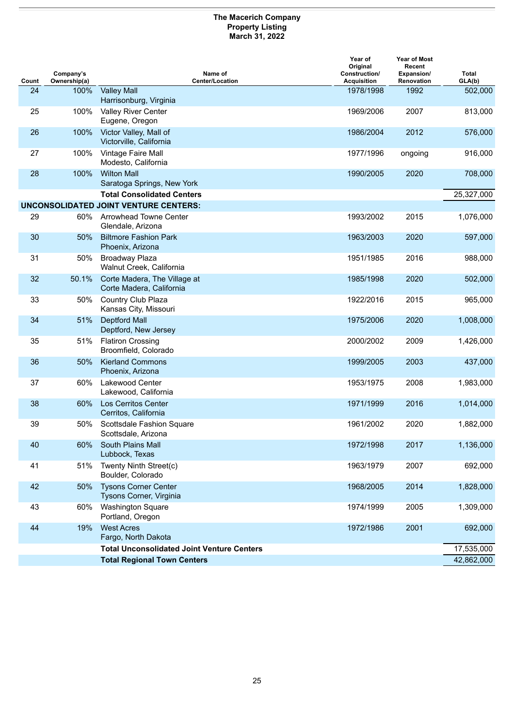**The Macerich Company**
**Property Listing**
**March 31, 2022**

| Count | Company's Ownership(a) | Name of Center/Location | Year of Original Construction/ Acquisition | Year of Most Recent Expansion/ Renovation | Total GLA(b) |
|---|---|---|---|---|---|
| 24 | 100% | Valley Mall<br>Harrisonburg, Virginia | 1978/1998 | 1992 | 502,000 |
| 25 | 100% | Valley River Center<br>Eugene, Oregon | 1969/2006 | 2007 | 813,000 |
| 26 | 100% | Victor Valley, Mall of<br>Victorville, California | 1986/2004 | 2012 | 576,000 |
| 27 | 100% | Vintage Faire Mall<br>Modesto, California | 1977/1996 | ongoing | 916,000 |
| 28 | 100% | Wilton Mall<br>Saratoga Springs, New York | 1990/2005 | 2020 | 708,000 |
| | | **Total Consolidated Centers** | | | 25,327,000 |
| **UNCONSOLIDATED JOINT VENTURE CENTERS:** | | | | | |
| 29 | 60% | Arrowhead Towne Center<br>Glendale, Arizona | 1993/2002 | 2015 | 1,076,000 |
| 30 | 50% | Biltmore Fashion Park<br>Phoenix, Arizona | 1963/2003 | 2020 | 597,000 |
| 31 | 50% | Broadway Plaza<br>Walnut Creek, California | 1951/1985 | 2016 | 988,000 |
| 32 | 50.1% | Corte Madera, The Village at<br>Corte Madera, California | 1985/1998 | 2020 | 502,000 |
| 33 | 50% | Country Club Plaza<br>Kansas City, Missouri | 1922/2016 | 2015 | 965,000 |
| 34 | 51% | Deptford Mall<br>Deptford, New Jersey | 1975/2006 | 2020 | 1,008,000 |
| 35 | 51% | Flatiron Crossing<br>Broomfield, Colorado | 2000/2002 | 2009 | 1,426,000 |
| 36 | 50% | Kierland Commons<br>Phoenix, Arizona | 1999/2005 | 2003 | 437,000 |
| 37 | 60% | Lakewood Center<br>Lakewood, California | 1953/1975 | 2008 | 1,983,000 |
| 38 | 60% | Los Cerritos Center<br>Cerritos, California | 1971/1999 | 2016 | 1,014,000 |
| 39 | 50% | Scottsdale Fashion Square<br>Scottsdale, Arizona | 1961/2002 | 2020 | 1,882,000 |
| 40 | 60% | South Plains Mall<br>Lubbock, Texas | 1972/1998 | 2017 | 1,136,000 |
| 41 | 51% | Twenty Ninth Street(c)<br>Boulder, Colorado | 1963/1979 | 2007 | 692,000 |
| 42 | 50% | Tysons Corner Center<br>Tysons Corner, Virginia | 1968/2005 | 2014 | 1,828,000 |
| 43 | 60% | Washington Square<br>Portland, Oregon | 1974/1999 | 2005 | 1,309,000 |
| 44 | 19% | West Acres<br>Fargo, North Dakota | 1972/1986 | 2001 | 692,000 |
| | | **Total Unconsolidated Joint Venture Centers** | | | 17,535,000 |
| | | **Total Regional Town Centers** | | | 42,862,000 |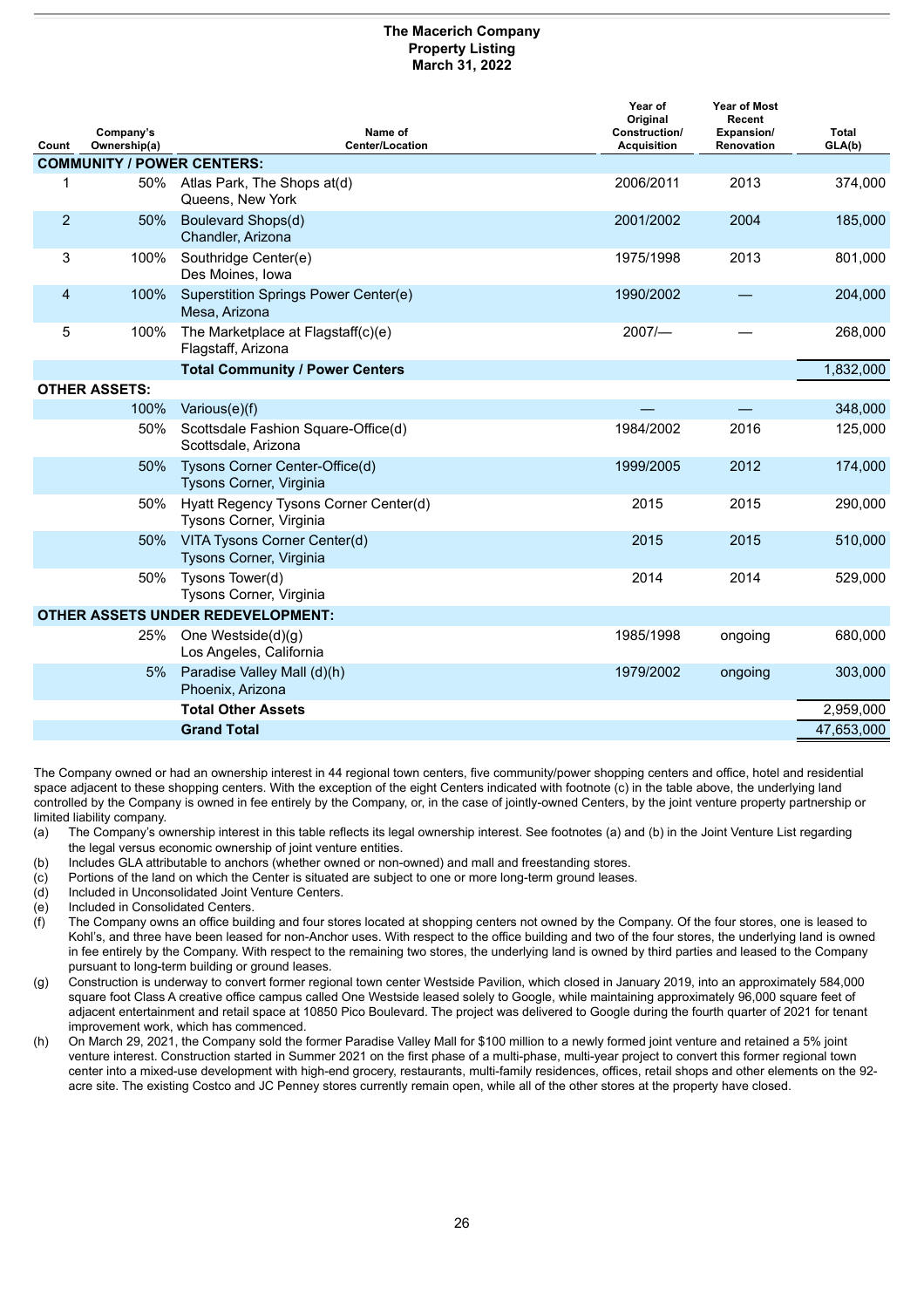# The Macerich Company
## Property Listing
## March 31, 2022

| Count | Company's Ownership(a) | Name of Center/Location | Year of Original Construction/ Acquisition | Year of Most Recent Expansion/ Renovation | Total GLA(b) |
|---|---|---|---|---|---|
| **COMMUNITY / POWER CENTERS:** | | | | | |
| 1 | 50% | Atlas Park, The Shops at(d) Queens, New York | 2006/2011 | 2013 | 374,000 |
| 2 | 50% | Boulevard Shops(d) Chandler, Arizona | 2001/2002 | 2004 | 185,000 |
| 3 | 100% | Southridge Center(e) Des Moines, Iowa | 1975/1998 | 2013 | 801,000 |
| 4 | 100% | Superstition Springs Power Center(e) Mesa, Arizona | 1990/2002 | — | 204,000 |
| 5 | 100% | The Marketplace at Flagstaff(c)(e) Flagstaff, Arizona | 2007/— | — | 268,000 |
| | | **Total Community / Power Centers** | | | 1,832,000 |
| **OTHER ASSETS:** | | | | | |
| | 100% | Various(e)(f) | — | — | 348,000 |
| | 50% | Scottsdale Fashion Square-Office(d) Scottsdale, Arizona | 1984/2002 | 2016 | 125,000 |
| | 50% | Tysons Corner Center-Office(d) Tysons Corner, Virginia | 1999/2005 | 2012 | 174,000 |
| | 50% | Hyatt Regency Tysons Corner Center(d) Tysons Corner, Virginia | 2015 | 2015 | 290,000 |
| | 50% | VITA Tysons Corner Center(d) Tysons Corner, Virginia | 2015 | 2015 | 510,000 |
| | 50% | Tysons Tower(d) Tysons Corner, Virginia | 2014 | 2014 | 529,000 |
| **OTHER ASSETS UNDER REDEVELOPMENT:** | | | | | |
| | 25% | One Westside(d)(g) Los Angeles, California | 1985/1998 | ongoing | 680,000 |
| | 5% | Paradise Valley Mall (d)(h) Phoenix, Arizona | 1979/2002 | ongoing | 303,000 |
| | | **Total Other Assets** | | | 2,959,000 |
| | | **Grand Total** | | | 47,653,000 |

The Company owned or had an ownership interest in 44 regional town centers, five community/power shopping centers and office, hotel and residential space adjacent to these shopping centers. With the exception of the eight Centers indicated with footnote (c) in the table above, the underlying land controlled by the Company is owned in fee entirely by the Company, or, in the case of jointly-owned Centers, by the joint venture property partnership or limited liability company.

(a) The Company's ownership interest in this table reflects its legal ownership interest. See footnotes (a) and (b) in the Joint Venture List regarding the legal versus economic ownership of joint venture entities.

(b) Includes GLA attributable to anchors (whether owned or non-owned) and mall and freestanding stores.

(c) Portions of the land on which the Center is situated are subject to one or more long-term ground leases.

(d) Included in Unconsolidated Joint Venture Centers.

(e) Included in Consolidated Centers.

(f) The Company owns an office building and four stores located at shopping centers not owned by the Company. Of the four stores, one is leased to Kohl's, and three have been leased for non-Anchor uses. With respect to the office building and two of the four stores, the underlying land is owned in fee entirely by the Company. With respect to the remaining two stores, the underlying land is owned by third parties and leased to the Company pursuant to long-term building or ground leases.

(g) Construction is underway to convert former regional town center Westside Pavilion, which closed in January 2019, into an approximately 584,000 square foot Class A creative office campus called One Westside leased solely to Google, while maintaining approximately 96,000 square feet of adjacent entertainment and retail space at 10850 Pico Boulevard. The project was delivered to Google during the fourth quarter of 2021 for tenant improvement work, which has commenced.

(h) On March 29, 2021, the Company sold the former Paradise Valley Mall for $100 million to a newly formed joint venture and retained a 5% joint venture interest. Construction started in Summer 2021 on the first phase of a multi-phase, multi-year project to convert this former regional town center into a mixed-use development with high-end grocery, restaurants, multi-family residences, offices, retail shops and other elements on the 92-acre site. The existing Costco and JC Penney stores currently remain open, while all of the other stores at the property have closed.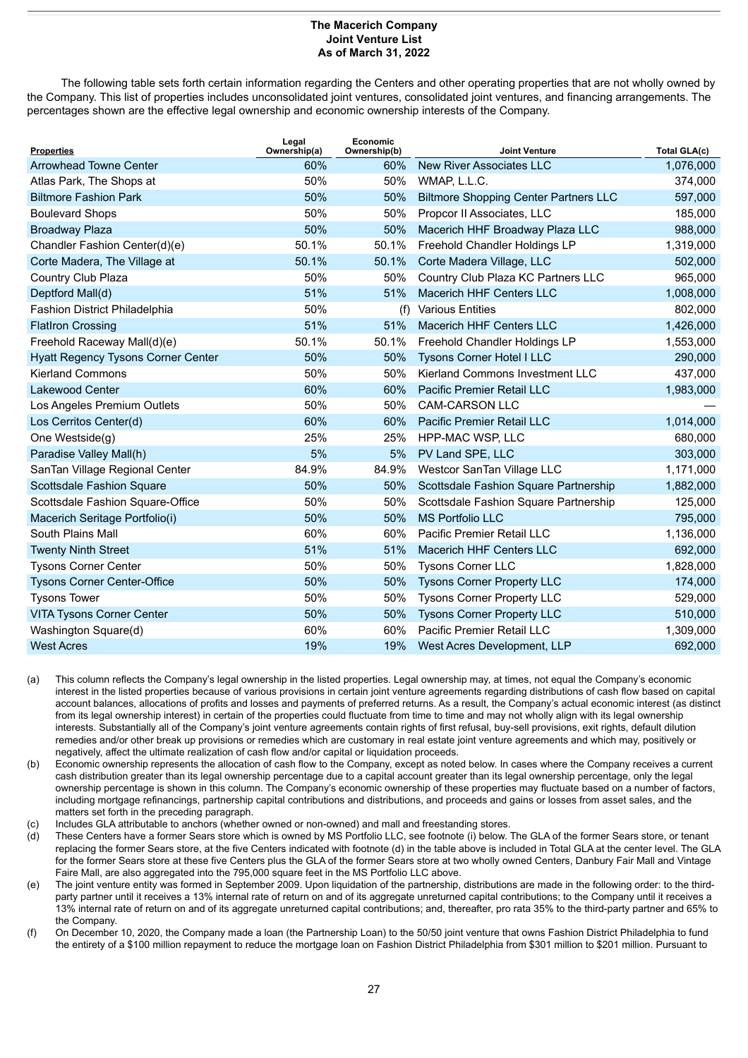**The Macerich Company**
**Joint Venture List**
**As of March 31, 2022**

The following table sets forth certain information regarding the Centers and other operating properties that are not wholly owned by the Company. This list of properties includes unconsolidated joint ventures, consolidated joint ventures, and financing arrangements. The percentages shown are the effective legal ownership and economic ownership interests of the Company.

| Properties | Legal Ownership(a) | Economic Ownership(b) | Joint Venture | Total GLA(c) |
|---|---|---|---|---|
| Arrowhead Towne Center | 60% | 60% | New River Associates LLC | 1,076,000 |
| Atlas Park, The Shops at | 50% | 50% | WMAP, L.L.C. | 374,000 |
| Biltmore Fashion Park | 50% | 50% | Biltmore Shopping Center Partners LLC | 597,000 |
| Boulevard Shops | 50% | 50% | Propcor II Associates, LLC | 185,000 |
| Broadway Plaza | 50% | 50% | Macerich HHF Broadway Plaza LLC | 988,000 |
| Chandler Fashion Center(d)(e) | 50.1% | 50.1% | Freehold Chandler Holdings LP | 1,319,000 |
| Corte Madera, The Village at | 50.1% | 50.1% | Corte Madera Village, LLC | 502,000 |
| Country Club Plaza | 50% | 50% | Country Club Plaza KC Partners LLC | 965,000 |
| Deptford Mall(d) | 51% | 51% | Macerich HHF Centers LLC | 1,008,000 |
| Fashion District Philadelphia | 50% | (f) | Various Entities | 802,000 |
| FlatIron Crossing | 51% | 51% | Macerich HHF Centers LLC | 1,426,000 |
| Freehold Raceway Mall(d)(e) | 50.1% | 50.1% | Freehold Chandler Holdings LP | 1,553,000 |
| Hyatt Regency Tysons Corner Center | 50% | 50% | Tysons Corner Hotel I LLC | 290,000 |
| Kierland Commons | 50% | 50% | Kierland Commons Investment LLC | 437,000 |
| Lakewood Center | 60% | 60% | Pacific Premier Retail LLC | 1,983,000 |
| Los Angeles Premium Outlets | 50% | 50% | CAM-CARSON LLC | — |
| Los Cerritos Center(d) | 60% | 60% | Pacific Premier Retail LLC | 1,014,000 |
| One Westside(g) | 25% | 25% | HPP-MAC WSP, LLC | 680,000 |
| Paradise Valley Mall(h) | 5% | 5% | PV Land SPE, LLC | 303,000 |
| SanTan Village Regional Center | 84.9% | 84.9% | Westcor SanTan Village LLC | 1,171,000 |
| Scottsdale Fashion Square | 50% | 50% | Scottsdale Fashion Square Partnership | 1,882,000 |
| Scottsdale Fashion Square-Office | 50% | 50% | Scottsdale Fashion Square Partnership | 125,000 |
| Macerich Seritage Portfolio(i) | 50% | 50% | MS Portfolio LLC | 795,000 |
| South Plains Mall | 60% | 60% | Pacific Premier Retail LLC | 1,136,000 |
| Twenty Ninth Street | 51% | 51% | Macerich HHF Centers LLC | 692,000 |
| Tysons Corner Center | 50% | 50% | Tysons Corner LLC | 1,828,000 |
| Tysons Corner Center-Office | 50% | 50% | Tysons Corner Property LLC | 174,000 |
| Tysons Tower | 50% | 50% | Tysons Corner Property LLC | 529,000 |
| VITA Tysons Corner Center | 50% | 50% | Tysons Corner Property LLC | 510,000 |
| Washington Square(d) | 60% | 60% | Pacific Premier Retail LLC | 1,309,000 |
| West Acres | 19% | 19% | West Acres Development, LLP | 692,000 |

(a) This column reflects the Company's legal ownership in the listed properties. Legal ownership may, at times, not equal the Company's economic interest in the listed properties because of various provisions in certain joint venture agreements regarding distributions of cash flow based on capital account balances, allocations of profits and losses and payments of preferred returns. As a result, the Company's actual economic interest (as distinct from its legal ownership interest) in certain of the properties could fluctuate from time to time and may not wholly align with its legal ownership interests. Substantially all of the Company's joint venture agreements contain rights of first refusal, buy-sell provisions, exit rights, default dilution remedies and/or other break up provisions or remedies which are customary in real estate joint venture agreements and which may, positively or negatively, affect the ultimate realization of cash flow and/or capital or liquidation proceeds.

(b) Economic ownership represents the allocation of cash flow to the Company, except as noted below. In cases where the Company receives a current cash distribution greater than its legal ownership percentage due to a capital account greater than its legal ownership percentage, only the legal ownership percentage is shown in this column. The Company's economic ownership of these properties may fluctuate based on a number of factors, including mortgage refinancings, partnership capital contributions and distributions, and proceeds and gains or losses from asset sales, and the matters set forth in the preceding paragraph.

(c) Includes GLA attributable to anchors (whether owned or non-owned) and mall and freestanding stores.

(d) These Centers have a former Sears store which is owned by MS Portfolio LLC, see footnote (i) below. The GLA of the former Sears store, or tenant replacing the former Sears store, at the five Centers indicated with footnote (d) in the table above is included in Total GLA at the center level. The GLA for the former Sears store at these five Centers plus the GLA of the former Sears store at two wholly owned Centers, Danbury Fair Mall and Vintage Faire Mall, are also aggregated into the 795,000 square feet in the MS Portfolio LLC above.

(e) The joint venture entity was formed in September 2009. Upon liquidation of the partnership, distributions are made in the following order: to the third-party partner until it receives a 13% internal rate of return on and of its aggregate unreturned capital contributions; to the Company until it receives a 13% internal rate of return on and of its aggregate unreturned capital contributions; and, thereafter, pro rata 35% to the third-party partner and 65% to the Company.

(f) On December 10, 2020, the Company made a loan (the Partnership Loan) to the 50/50 joint venture that owns Fashion District Philadelphia to fund the entirety of a $100 million repayment to reduce the mortgage loan on Fashion District Philadelphia from $301 million to $201 million. Pursuant to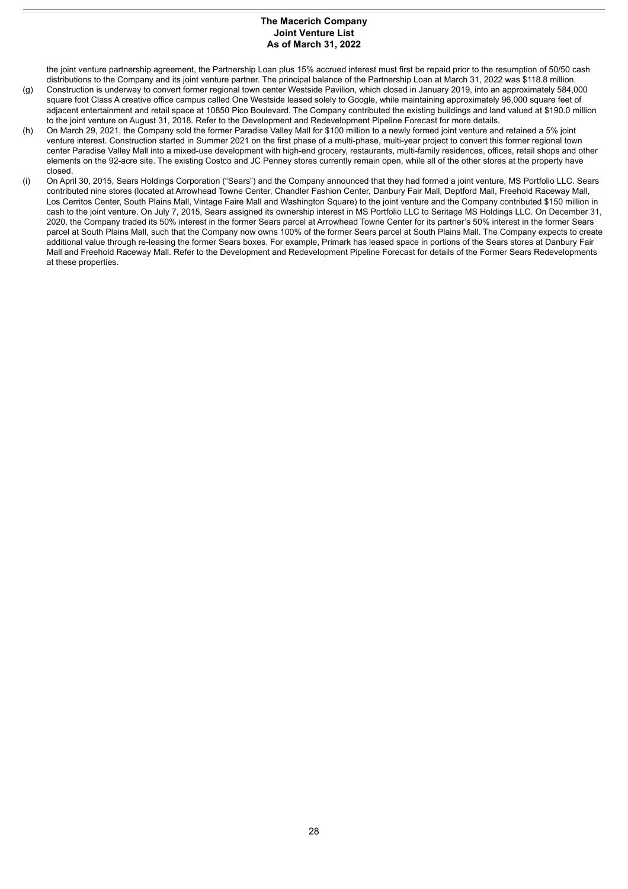the joint venture partnership agreement, the Partnership Loan plus 15% accrued interest must first be repaid prior to the resumption of 50/50 cash distributions to the Company and its joint venture partner. The principal balance of the Partnership Loan at March 31, 2022 was $118.8 million.

(g) Construction is underway to convert former regional town center Westside Pavilion, which closed in January 2019, into an approximately 584,000 square foot Class A creative office campus called One Westside leased solely to Google, while maintaining approximately 96,000 square feet of adjacent entertainment and retail space at 10850 Pico Boulevard. The Company contributed the existing buildings and land valued at $190.0 million to the joint venture on August 31, 2018. Refer to the Development and Redevelopment Pipeline Forecast for more details.

(h) On March 29, 2021, the Company sold the former Paradise Valley Mall for $100 million to a newly formed joint venture and retained a 5% joint venture interest. Construction started in Summer 2021 on the first phase of a multi-phase, multi-year project to convert this former regional town center Paradise Valley Mall into a mixed-use development with high-end grocery, restaurants, multi-family residences, offices, retail shops and other elements on the 92-acre site. The existing Costco and JC Penney stores currently remain open, while all of the other stores at the property have closed.

(i) On April 30, 2015, Sears Holdings Corporation ("Sears") and the Company announced that they had formed a joint venture, MS Portfolio LLC. Sears contributed nine stores (located at Arrowhead Towne Center, Chandler Fashion Center, Danbury Fair Mall, Deptford Mall, Freehold Raceway Mall, Los Cerritos Center, South Plains Mall, Vintage Faire Mall and Washington Square) to the joint venture and the Company contributed $150 million in cash to the joint venture. On July 7, 2015, Sears assigned its ownership interest in MS Portfolio LLC to Seritage MS Holdings LLC. On December 31, 2020, the Company traded its 50% interest in the former Sears parcel at Arrowhead Towne Center for its partner's 50% interest in the former Sears parcel at South Plains Mall, such that the Company now owns 100% of the former Sears parcel at South Plains Mall. The Company expects to create additional value through re-leasing the former Sears boxes. For example, Primark has leased space in portions of the Sears stores at Danbury Fair Mall and Freehold Raceway Mall. Refer to the Development and Redevelopment Pipeline Forecast for details of the Former Sears Redevelopments at these properties.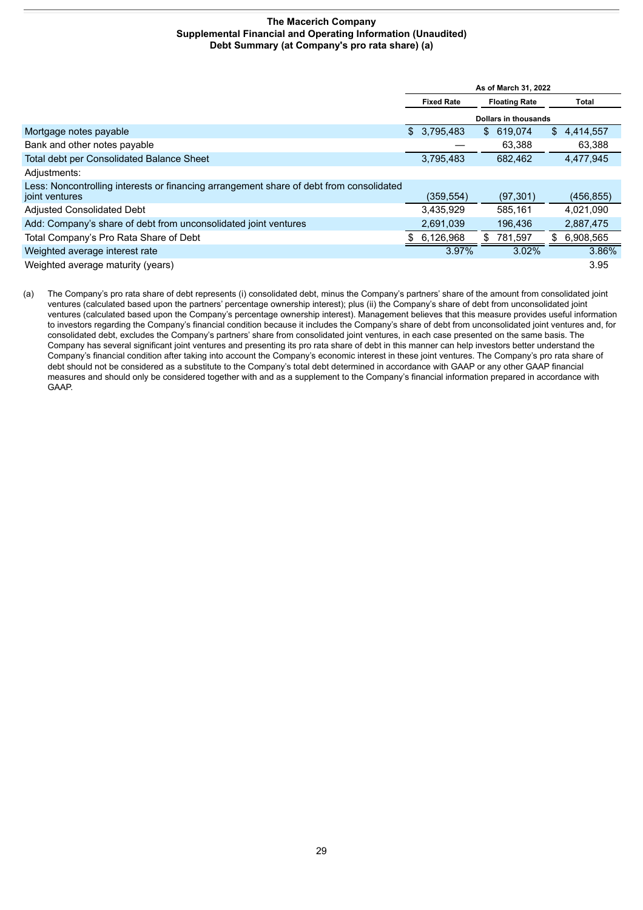**The Macerich Company**
**Supplemental Financial and Operating Information (Unaudited)**
**Debt Summary (at Company's pro rata share) (a)**

| | As of March 31, 2022 | | |
|---|---|---|---|
| | Fixed Rate | Floating Rate | Total |
| | Dollars in thousands | | |
| Mortgage notes payable | $ 3,795,483 | $ 619,074 | $ 4,414,557 |
| Bank and other notes payable | — | 63,388 | 63,388 |
| Total debt per Consolidated Balance Sheet | 3,795,483 | 682,462 | 4,477,945 |
| Adjustments: | | | |
| Less: Noncontrolling interests or financing arrangement share of debt from consolidated joint ventures | (359,554) | (97,301) | (456,855) |
| Adjusted Consolidated Debt | 3,435,929 | 585,161 | 4,021,090 |
| Add: Company's share of debt from unconsolidated joint ventures | 2,691,039 | 196,436 | 2,887,475 |
| Total Company's Pro Rata Share of Debt | $ 6,126,968 | $ 781,597 | $ 6,908,565 |
| Weighted average interest rate | 3.97% | 3.02% | 3.86% |
| Weighted average maturity (years) | | | 3.95 |

(a) The Company's pro rata share of debt represents (i) consolidated debt, minus the Company's partners' share of the amount from consolidated joint ventures (calculated based upon the partners' percentage ownership interest); plus (ii) the Company's share of debt from unconsolidated joint ventures (calculated based upon the Company's percentage ownership interest). Management believes that this measure provides useful information to investors regarding the Company's financial condition because it includes the Company's share of debt from unconsolidated joint ventures and, for consolidated debt, excludes the Company's partners' share from consolidated joint ventures, in each case presented on the same basis. The Company has several significant joint ventures and presenting its pro rata share of debt in this manner can help investors better understand the Company's financial condition after taking into account the Company's economic interest in these joint ventures. The Company's pro rata share of debt should not be considered as a substitute to the Company's total debt determined in accordance with GAAP or any other GAAP financial measures and should only be considered together with and as a supplement to the Company's financial information prepared in accordance with GAAP.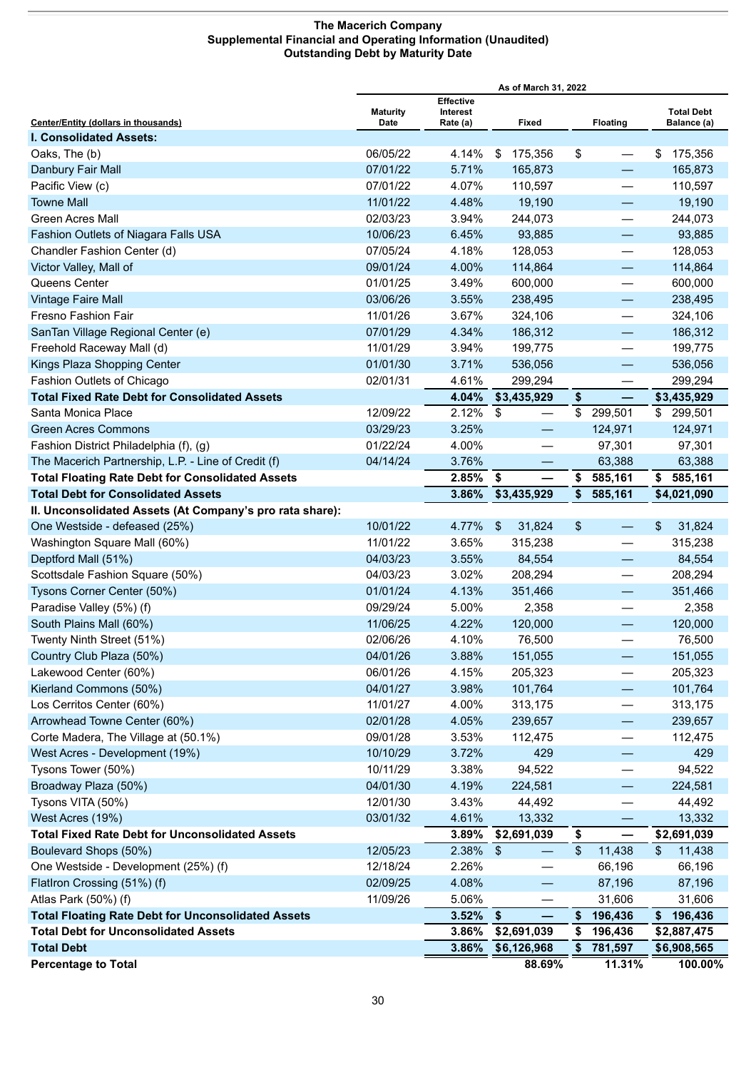**The Macerich Company**
**Supplemental Financial and Operating Information (Unaudited)**
**Outstanding Debt by Maturity Date**

| Center/Entity (dollars in thousands) | Maturity Date | Effective Interest Rate (a) | Fixed | Floating | Total Debt Balance (a) |
|---|---|---|---|---|---|
| | As of March 31, 2022 | | | | |
| **I. Consolidated Assets:** | | | | | |
| Oaks, The (b) | 06/05/22 | 4.14% | $ 175,356 | $ — | $ 175,356 |
| Danbury Fair Mall | 07/01/22 | 5.71% | 165,873 | — | 165,873 |
| Pacific View (c) | 07/01/22 | 4.07% | 110,597 | — | 110,597 |
| Towne Mall | 11/01/22 | 4.48% | 19,190 | — | 19,190 |
| Green Acres Mall | 02/03/23 | 3.94% | 244,073 | — | 244,073 |
| Fashion Outlets of Niagara Falls USA | 10/06/23 | 6.45% | 93,885 | — | 93,885 |
| Chandler Fashion Center (d) | 07/05/24 | 4.18% | 128,053 | — | 128,053 |
| Victor Valley, Mall of | 09/01/24 | 4.00% | 114,864 | — | 114,864 |
| Queens Center | 01/01/25 | 3.49% | 600,000 | — | 600,000 |
| Vintage Faire Mall | 03/06/26 | 3.55% | 238,495 | — | 238,495 |
| Fresno Fashion Fair | 11/01/26 | 3.67% | 324,106 | — | 324,106 |
| SanTan Village Regional Center (e) | 07/01/29 | 4.34% | 186,312 | — | 186,312 |
| Freehold Raceway Mall (d) | 11/01/29 | 3.94% | 199,775 | — | 199,775 |
| Kings Plaza Shopping Center | 01/01/30 | 3.71% | 536,056 | — | 536,056 |
| Fashion Outlets of Chicago | 02/01/31 | 4.61% | 299,294 | — | 299,294 |
| **Total Fixed Rate Debt for Consolidated Assets** | | **4.04%** | **$3,435,929** | **$ —** | **$3,435,929** |
| Santa Monica Place | 12/09/22 | 2.12% | $ — | $ 299,501 | $ 299,501 |
| Green Acres Commons | 03/29/23 | 3.25% | — | 124,971 | 124,971 |
| Fashion District Philadelphia (f), (g) | 01/22/24 | 4.00% | — | 97,301 | 97,301 |
| The Macerich Partnership, L.P. - Line of Credit (f) | 04/14/24 | 3.76% | — | 63,388 | 63,388 |
| **Total Floating Rate Debt for Consolidated Assets** | | **2.85%** | **$ —** | **$ 585,161** | **$ 585,161** |
| **Total Debt for Consolidated Assets** | | **3.86%** | **$3,435,929** | **$ 585,161** | **$4,021,090** |
| **II. Unconsolidated Assets (At Company's pro rata share):** | | | | | |
| One Westside - defeased (25%) | 10/01/22 | 4.77% | $ 31,824 | $ — | $ 31,824 |
| Washington Square Mall (60%) | 11/01/22 | 3.65% | 315,238 | — | 315,238 |
| Deptford Mall (51%) | 04/03/23 | 3.55% | 84,554 | — | 84,554 |
| Scottsdale Fashion Square (50%) | 04/03/23 | 3.02% | 208,294 | — | 208,294 |
| Tysons Corner Center (50%) | 01/01/24 | 4.13% | 351,466 | — | 351,466 |
| Paradise Valley (5%) (f) | 09/29/24 | 5.00% | 2,358 | — | 2,358 |
| South Plains Mall (60%) | 11/06/25 | 4.22% | 120,000 | — | 120,000 |
| Twenty Ninth Street (51%) | 02/06/26 | 4.10% | 76,500 | — | 76,500 |
| Country Club Plaza (50%) | 04/01/26 | 3.88% | 151,055 | — | 151,055 |
| Lakewood Center (60%) | 06/01/26 | 4.15% | 205,323 | — | 205,323 |
| Kierland Commons (50%) | 04/01/27 | 3.98% | 101,764 | — | 101,764 |
| Los Cerritos Center (60%) | 11/01/27 | 4.00% | 313,175 | — | 313,175 |
| Arrowhead Towne Center (60%) | 02/01/28 | 4.05% | 239,657 | — | 239,657 |
| Corte Madera, The Village at (50.1%) | 09/01/28 | 3.53% | 112,475 | — | 112,475 |
| West Acres - Development (19%) | 10/10/29 | 3.72% | 429 | — | 429 |
| Tysons Tower (50%) | 10/11/29 | 3.38% | 94,522 | — | 94,522 |
| Broadway Plaza (50%) | 04/01/30 | 4.19% | 224,581 | — | 224,581 |
| Tysons VITA (50%) | 12/01/30 | 3.43% | 44,492 | — | 44,492 |
| West Acres (19%) | 03/01/32 | 4.61% | 13,332 | — | 13,332 |
| **Total Fixed Rate Debt for Unconsolidated Assets** | | **3.89%** | **$2,691,039** | **$ —** | **$2,691,039** |
| Boulevard Shops (50%) | 12/05/23 | 2.38% | $ — | $ 11,438 | $ 11,438 |
| One Westside - Development (25%) (f) | 12/18/24 | 2.26% | — | 66,196 | 66,196 |
| FlatIron Crossing (51%) (f) | 02/09/25 | 4.08% | — | 87,196 | 87,196 |
| Atlas Park (50%) (f) | 11/09/26 | 5.06% | — | 31,606 | 31,606 |
| **Total Floating Rate Debt for Unconsolidated Assets** | | **3.52%** | **$ —** | **$ 196,436** | **$ 196,436** |
| **Total Debt for Unconsolidated Assets** | | **3.86%** | **$2,691,039** | **$ 196,436** | **$2,887,475** |
| **Total Debt** | | **3.86%** | **$6,126,968** | **$ 781,597** | **$6,908,565** |
| **Percentage to Total** | | | **88.69%** | **11.31%** | **100.00%** |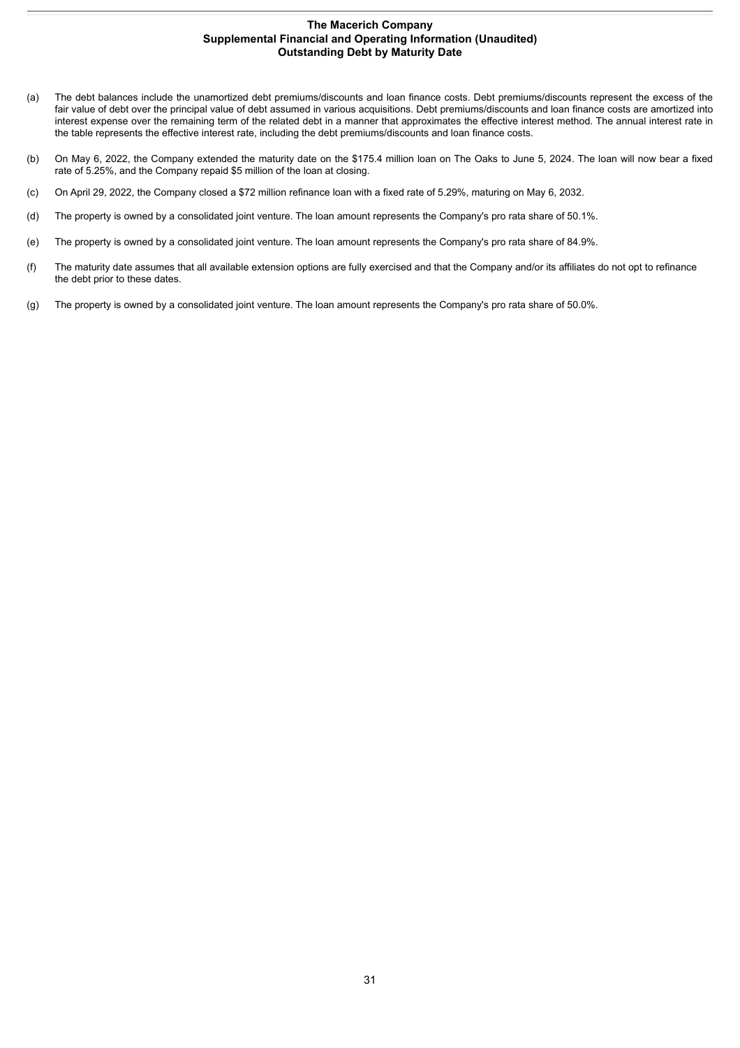**The Macerich Company**
**Supplemental Financial and Operating Information (Unaudited)**
**Outstanding Debt by Maturity Date**

(a) The debt balances include the unamortized debt premiums/discounts and loan finance costs. Debt premiums/discounts represent the excess of the fair value of debt over the principal value of debt assumed in various acquisitions. Debt premiums/discounts and loan finance costs are amortized into interest expense over the remaining term of the related debt in a manner that approximates the effective interest method. The annual interest rate in the table represents the effective interest rate, including the debt premiums/discounts and loan finance costs.

(b) On May 6, 2022, the Company extended the maturity date on the $175.4 million loan on The Oaks to June 5, 2024. The loan will now bear a fixed rate of 5.25%, and the Company repaid $5 million of the loan at closing.

(c) On April 29, 2022, the Company closed a $72 million refinance loan with a fixed rate of 5.29%, maturing on May 6, 2032.

(d) The property is owned by a consolidated joint venture. The loan amount represents the Company's pro rata share of 50.1%.

(e) The property is owned by a consolidated joint venture. The loan amount represents the Company's pro rata share of 84.9%.

(f) The maturity date assumes that all available extension options are fully exercised and that the Company and/or its affiliates do not opt to refinance the debt prior to these dates.

(g) The property is owned by a consolidated joint venture. The loan amount represents the Company's pro rata share of 50.0%.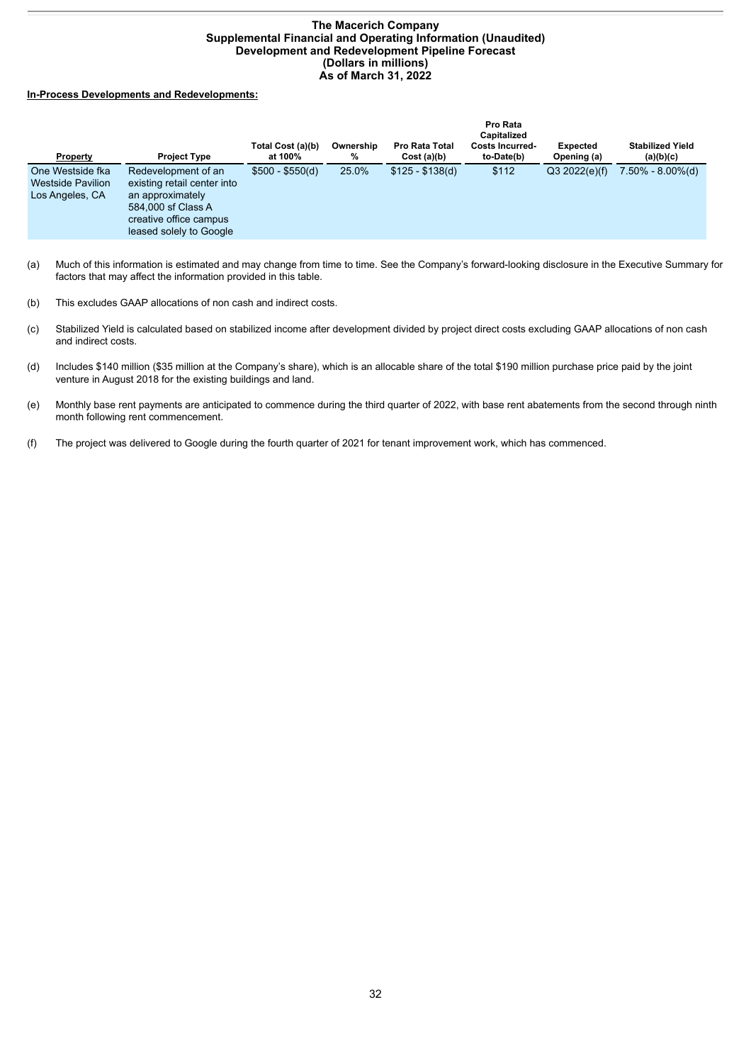# The Macerich Company
## Supplemental Financial and Operating Information (Unaudited)
## Development and Redevelopment Pipeline Forecast
## (Dollars in millions)
## As of March 31, 2022

**In-Process Developments and Redevelopments:**

| Property | Project Type | Total Cost (a)(b) at 100% | Ownership % | Pro Rata Total Cost (a)(b) | Pro Rata Capitalized Costs Incurred-to-Date(b) | Expected Opening (a) | Stabilized Yield (a)(b)(c) |
|---|---|---|---|---|---|---|---|
| One Westside fka Westside Pavilion Los Angeles, CA | Redevelopment of an existing retail center into an approximately 584,000 sf Class A creative office campus leased solely to Google | $500 - $550(d) | 25.0% | $125 - $138(d) | $112 | Q3 2022(e)(f) | 7.50% - 8.00%(d) |

(a) Much of this information is estimated and may change from time to time. See the Company's forward-looking disclosure in the Executive Summary for factors that may affect the information provided in this table.

(b) This excludes GAAP allocations of non cash and indirect costs.

(c) Stabilized Yield is calculated based on stabilized income after development divided by project direct costs excluding GAAP allocations of non cash and indirect costs.

(d) Includes $140 million ($35 million at the Company's share), which is an allocable share of the total $190 million purchase price paid by the joint venture in August 2018 for the existing buildings and land.

(e) Monthly base rent payments are anticipated to commence during the third quarter of 2022, with base rent abatements from the second through ninth month following rent commencement.

(f) The project was delivered to Google during the fourth quarter of 2021 for tenant improvement work, which has commenced.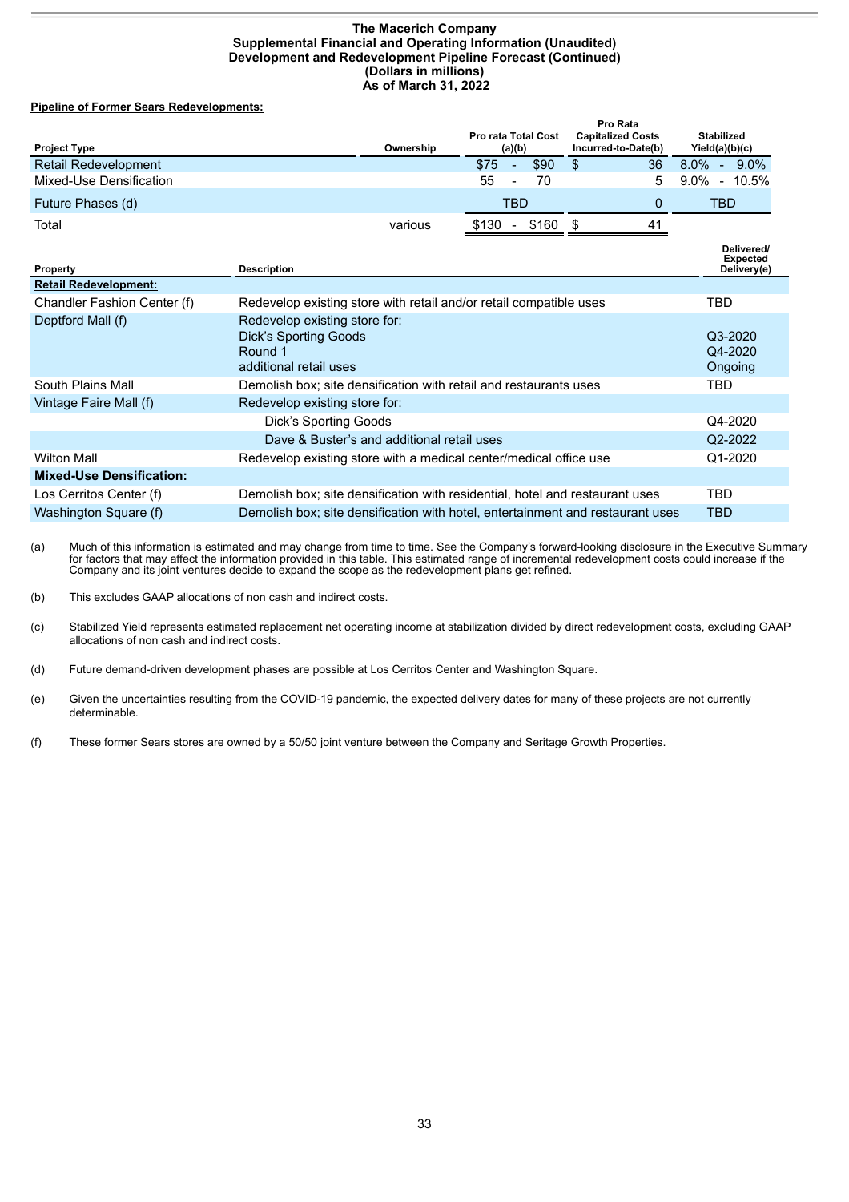# The Macerich Company
## Supplemental Financial and Operating Information (Unaudited)
## Development and Redevelopment Pipeline Forecast (Continued)
## (Dollars in millions)
## As of March 31, 2022

**Pipeline of Former Sears Redevelopments:**

| Project Type | Ownership | Pro rata Total Cost (a)(b) | Pro Rata Capitalized Costs Incurred-to-Date(b) | Stabilized Yield(a)(b)(c) |
|---|---|---|---|---|
| Retail Redevelopment | | $75 - $90 | $ 36 | 8.0% - 9.0% |
| Mixed-Use Densification | | 55 - 70 | 5 | 9.0% - 10.5% |
| Future Phases (d) | | TBD | 0 | TBD |
| Total | various | $130 - $160 | $ 41 | |

| Property | Description | Delivered/ Expected Delivery(e) |
|---|---|---|
| **Retail Redevelopment:** | | |
| Chandler Fashion Center (f) | Redevelop existing store with retail and/or retail compatible uses | TBD |
| Deptford Mall (f) | Redevelop existing store for: | |
| | Dick's Sporting Goods | Q3-2020 |
| | Round 1 | Q4-2020 |
| | additional retail uses | Ongoing |
| South Plains Mall | Demolish box; site densification with retail and restaurants uses | TBD |
| Vintage Faire Mall (f) | Redevelop existing store for: | |
| | Dick's Sporting Goods | Q4-2020 |
| | Dave & Buster's and additional retail uses | Q2-2022 |
| Wilton Mall | Redevelop existing store with a medical center/medical office use | Q1-2020 |
| **Mixed-Use Densification:** | | |
| Los Cerritos Center (f) | Demolish box; site densification with residential, hotel and restaurant uses | TBD |
| Washington Square (f) | Demolish box; site densification with hotel, entertainment and restaurant uses | TBD |

(a) Much of this information is estimated and may change from time to time. See the Company's forward-looking disclosure in the Executive Summary for factors that may affect the information provided in this table. This estimated range of incremental redevelopment costs could increase if the Company and its joint ventures decide to expand the scope as the redevelopment plans get refined.

(b) This excludes GAAP allocations of non cash and indirect costs.

(c) Stabilized Yield represents estimated replacement net operating income at stabilization divided by direct redevelopment costs, excluding GAAP allocations of non cash and indirect costs.

(d) Future demand-driven development phases are possible at Los Cerritos Center and Washington Square.

(e) Given the uncertainties resulting from the COVID-19 pandemic, the expected delivery dates for many of these projects are not currently determinable.

(f) These former Sears stores are owned by a 50/50 joint venture between the Company and Seritage Growth Properties.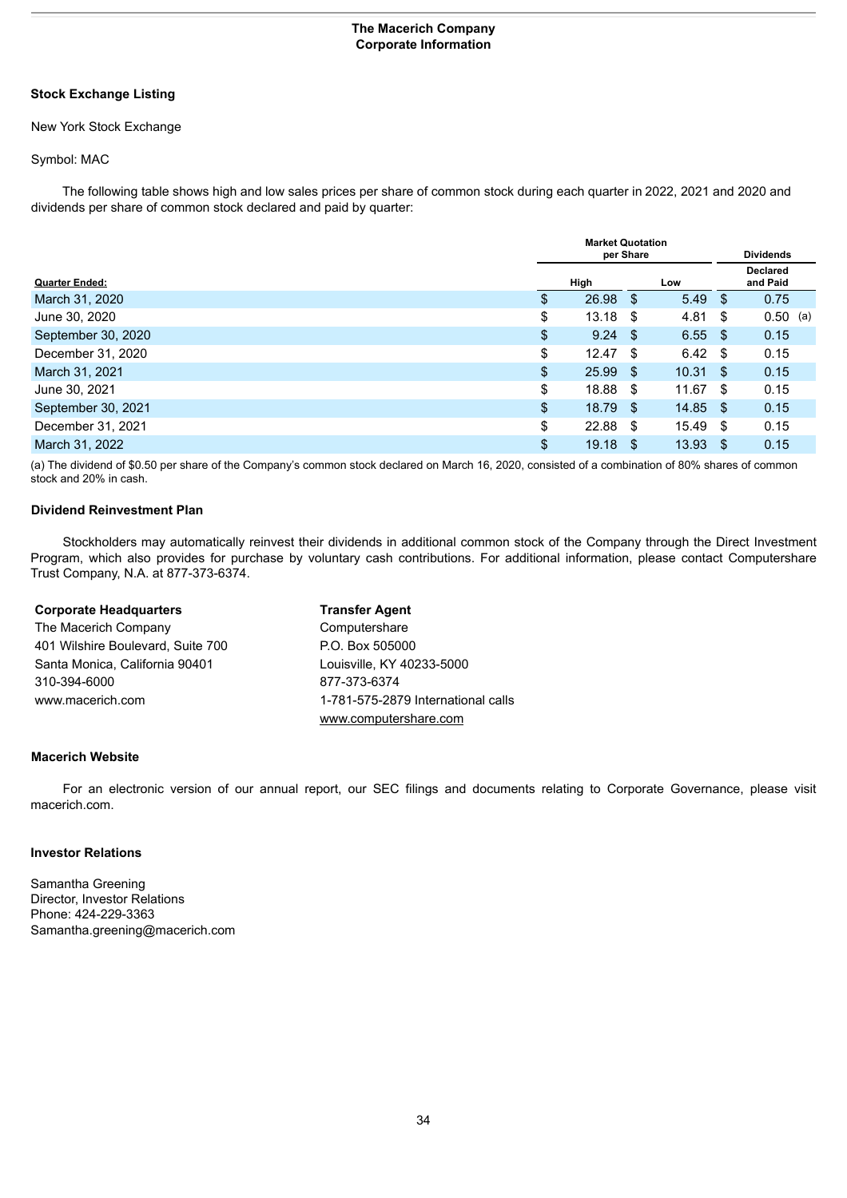# The Macerich Company
## Corporate Information

### Stock Exchange Listing

New York Stock Exchange

Symbol: MAC

The following table shows high and low sales prices per share of common stock during each quarter in 2022, 2021 and 2020 and dividends per share of common stock declared and paid by quarter:

| | Market Quotation per Share | | Dividends |
|---|---|---|---|
| Quarter Ended: | High | Low | Declared and Paid |
| March 31, 2020 | $ 26.98 | $ 5.49 | $ 0.75 |
| June 30, 2020 | $ 13.18 | $ 4.81 | $ 0.50 (a) |
| September 30, 2020 | $ 9.24 | $ 6.55 | $ 0.15 |
| December 31, 2020 | $ 12.47 | $ 6.42 | $ 0.15 |
| March 31, 2021 | $ 25.99 | $ 10.31 | $ 0.15 |
| June 30, 2021 | $ 18.88 | $ 11.67 | $ 0.15 |
| September 30, 2021 | $ 18.79 | $ 14.85 | $ 0.15 |
| December 31, 2021 | $ 22.88 | $ 15.49 | $ 0.15 |
| March 31, 2022 | $ 19.18 | $ 13.93 | $ 0.15 |

(a) The dividend of $0.50 per share of the Company's common stock declared on March 16, 2020, consisted of a combination of 80% shares of common stock and 20% in cash.

### Dividend Reinvestment Plan

Stockholders may automatically reinvest their dividends in additional common stock of the Company through the Direct Investment Program, which also provides for purchase by voluntary cash contributions. For additional information, please contact Computershare Trust Company, N.A. at 877-373-6374.

**Corporate Headquarters**
The Macerich Company
401 Wilshire Boulevard, Suite 700
Santa Monica, California 90401
310-394-6000
www.macerich.com

**Transfer Agent**
Computershare
P.O. Box 505000
Louisville, KY 40233-5000
877-373-6374
1-781-575-2879 International calls
www.computershare.com

### Macerich Website

For an electronic version of our annual report, our SEC filings and documents relating to Corporate Governance, please visit macerich.com.

### Investor Relations

Samantha Greening
Director, Investor Relations
Phone: 424-229-3363
Samantha.greening@macerich.com